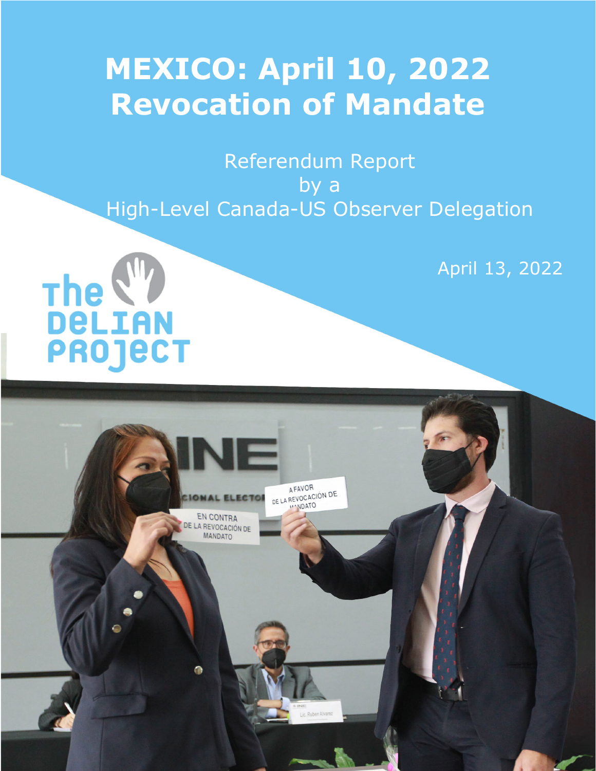# MEXICO: April 10, 2022 Revocation of Mandate

Referendum Report
by a
High-Level Canada-US Observer Delegation

April 13, 2022

The Delian Project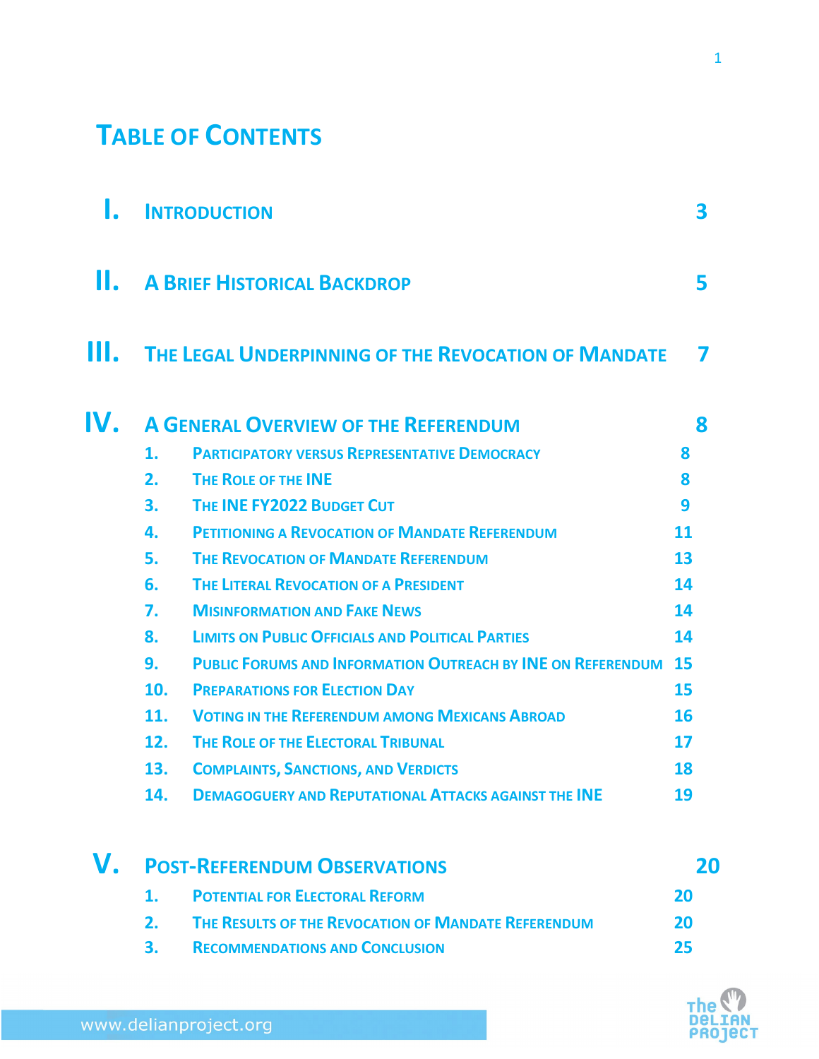# TABLE OF CONTENTS

| | | |
|---|---|---|
| **I.** | **INTRODUCTION** | **3** |
| **II.** | **A BRIEF HISTORICAL BACKDROP** | **5** |
| **III.** | **THE LEGAL UNDERPINNING OF THE REVOCATION OF MANDATE** | **7** |
| **IV.** | **A GENERAL OVERVIEW OF THE REFERENDUM** | **8** |
| 1. | PARTICIPATORY VERSUS REPRESENTATIVE DEMOCRACY | 8 |
| 2. | THE ROLE OF THE INE | 8 |
| 3. | THE INE FY2022 BUDGET CUT | 9 |
| 4. | PETITIONING A REVOCATION OF MANDATE REFERENDUM | 11 |
| 5. | THE REVOCATION OF MANDATE REFERENDUM | 13 |
| 6. | THE LITERAL REVOCATION OF A PRESIDENT | 14 |
| 7. | MISINFORMATION AND FAKE NEWS | 14 |
| 8. | LIMITS ON PUBLIC OFFICIALS AND POLITICAL PARTIES | 14 |
| 9. | PUBLIC FORUMS AND INFORMATION OUTREACH BY INE ON REFERENDUM | 15 |
| 10. | PREPARATIONS FOR ELECTION DAY | 15 |
| 11. | VOTING IN THE REFERENDUM AMONG MEXICANS ABROAD | 16 |
| 12. | THE ROLE OF THE ELECTORAL TRIBUNAL | 17 |
| 13. | COMPLAINTS, SANCTIONS, AND VERDICTS | 18 |
| 14. | DEMAGOGUERY AND REPUTATIONAL ATTACKS AGAINST THE INE | 19 |
| **V.** | **POST-REFERENDUM OBSERVATIONS** | **20** |
| 1. | POTENTIAL FOR ELECTORAL REFORM | 20 |
| 2. | THE RESULTS OF THE REVOCATION OF MANDATE REFERENDUM | 20 |
| 3. | RECOMMENDATIONS AND CONCLUSION | 25 |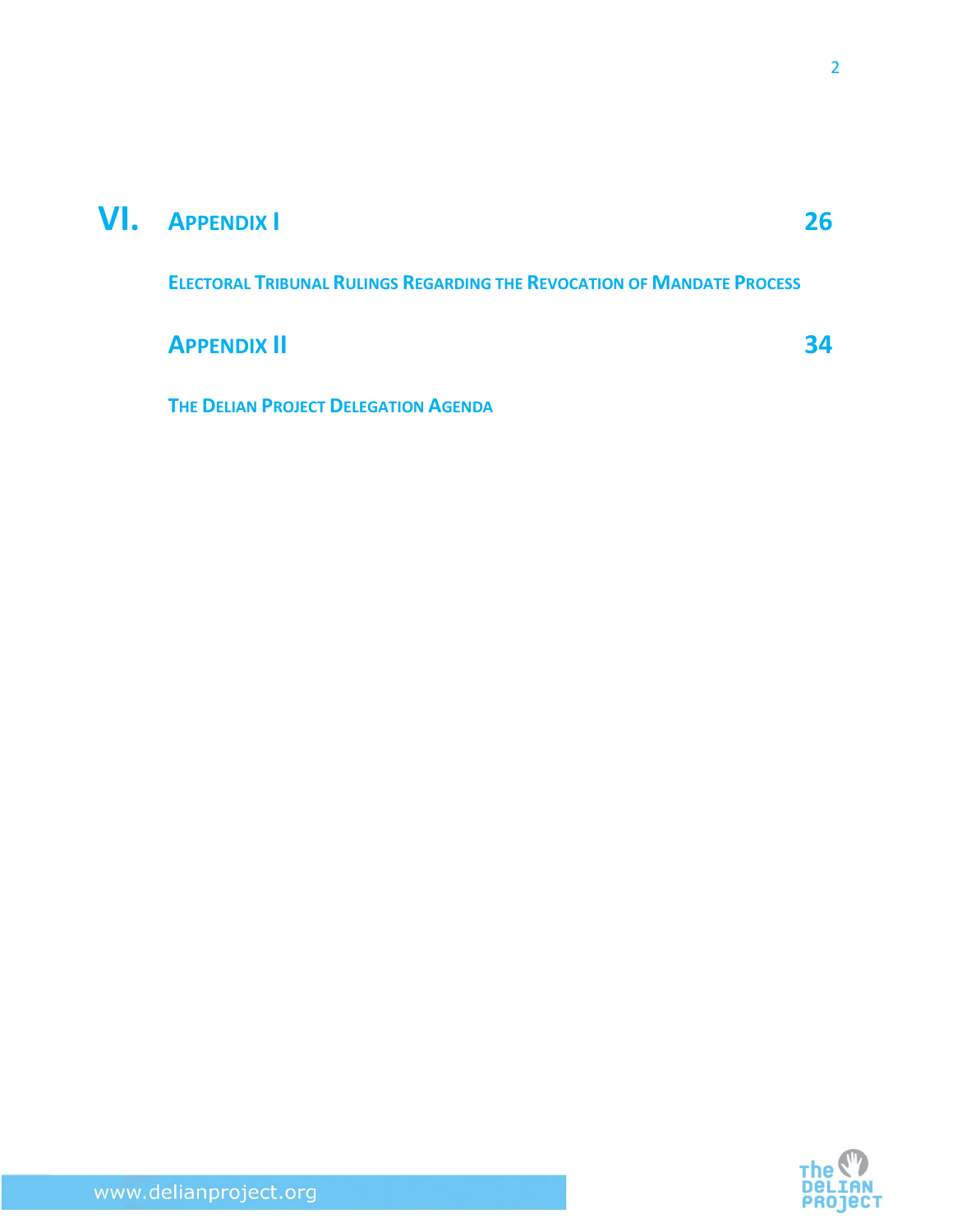## VI. Appendix I 26

**Electoral Tribunal Rulings Regarding the Revocation of Mandate Process**

## Appendix II 34

**The Delian Project Delegation Agenda**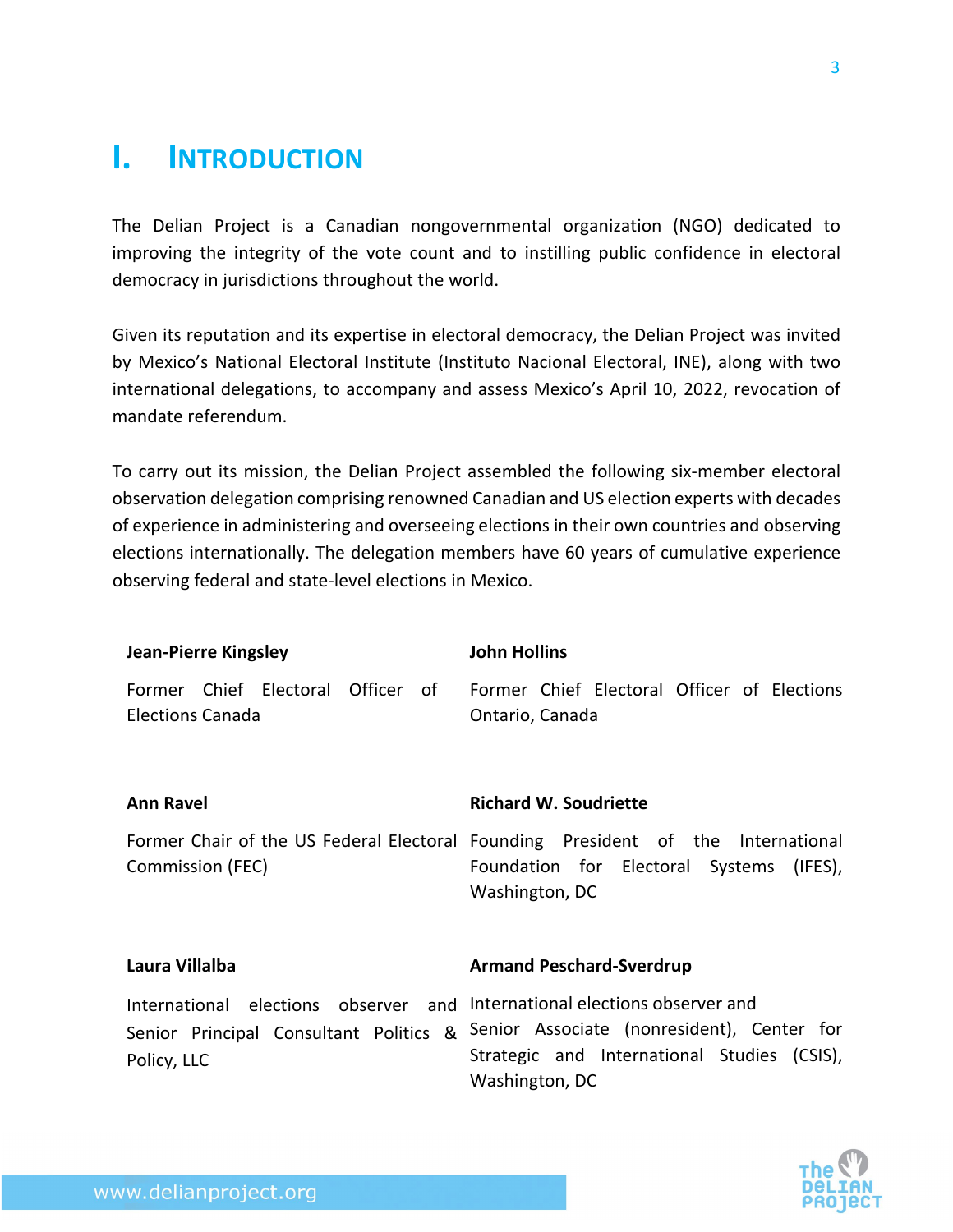# I. INTRODUCTION

The Delian Project is a Canadian nongovernmental organization (NGO) dedicated to improving the integrity of the vote count and to instilling public confidence in electoral democracy in jurisdictions throughout the world.

Given its reputation and its expertise in electoral democracy, the Delian Project was invited by Mexico's National Electoral Institute (Instituto Nacional Electoral, INE), along with two international delegations, to accompany and assess Mexico's April 10, 2022, revocation of mandate referendum.

To carry out its mission, the Delian Project assembled the following six-member electoral observation delegation comprising renowned Canadian and US election experts with decades of experience in administering and overseeing elections in their own countries and observing elections internationally. The delegation members have 60 years of cumulative experience observing federal and state-level elections in Mexico.

**Jean-Pierre Kingsley**

Former Chief Electoral Officer of Elections Canada

**John Hollins**

Former Chief Electoral Officer of Elections Ontario, Canada

**Ann Ravel**

Former Chair of the US Federal Electoral Commission (FEC)

**Richard W. Soudriette**

Founding President of the International Foundation for Electoral Systems (IFES), Washington, DC

**Laura Villalba**

International elections observer and Senior Principal Consultant Politics & Policy, LLC

**Armand Peschard-Sverdrup**

International elections observer and Senior Associate (nonresident), Center for Strategic and International Studies (CSIS), Washington, DC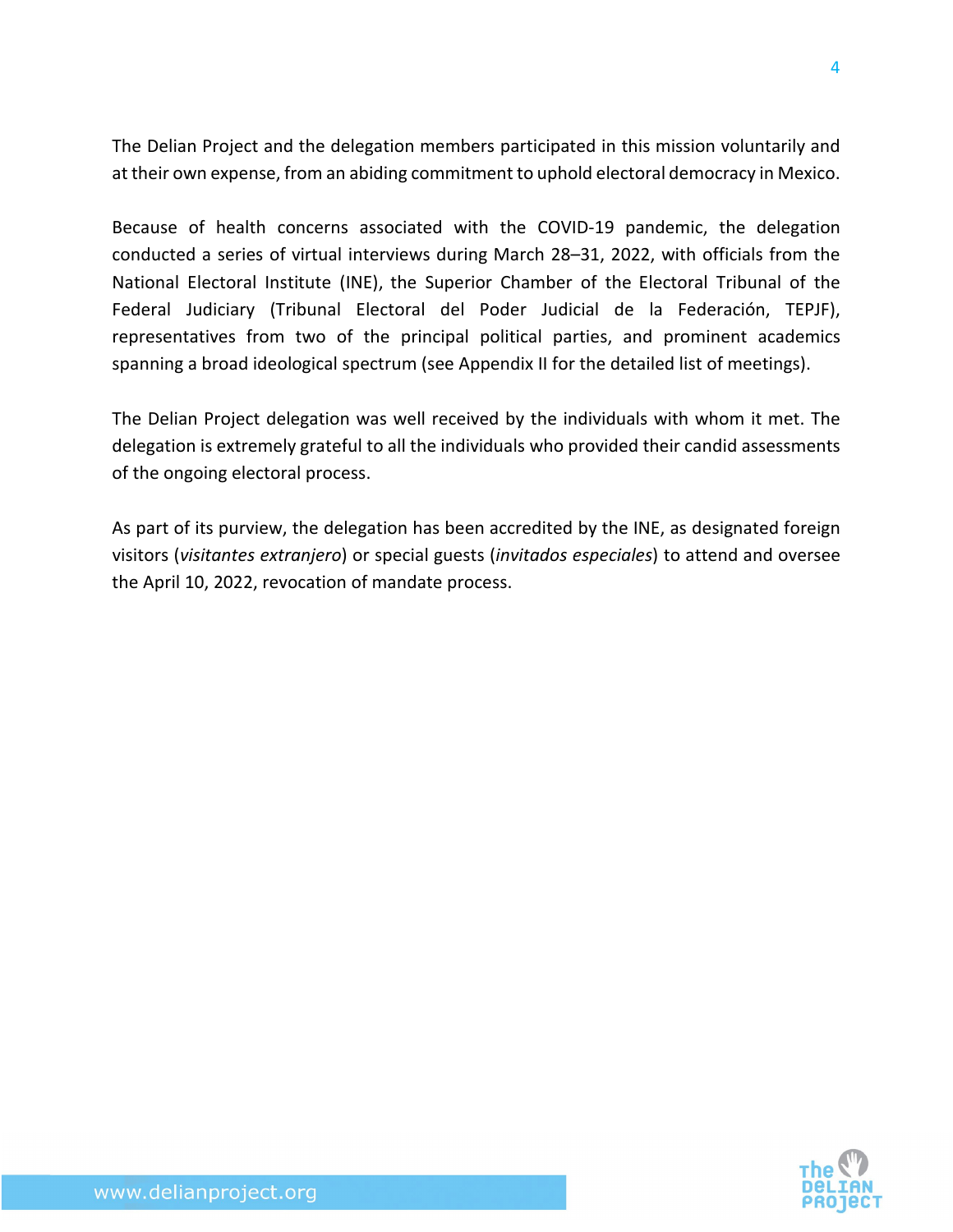The Delian Project and the delegation members participated in this mission voluntarily and at their own expense, from an abiding commitment to uphold electoral democracy in Mexico.

Because of health concerns associated with the COVID-19 pandemic, the delegation conducted a series of virtual interviews during March 28–31, 2022, with officials from the National Electoral Institute (INE), the Superior Chamber of the Electoral Tribunal of the Federal Judiciary (Tribunal Electoral del Poder Judicial de la Federación, TEPJF), representatives from two of the principal political parties, and prominent academics spanning a broad ideological spectrum (see Appendix II for the detailed list of meetings).

The Delian Project delegation was well received by the individuals with whom it met. The delegation is extremely grateful to all the individuals who provided their candid assessments of the ongoing electoral process.

As part of its purview, the delegation has been accredited by the INE, as designated foreign visitors (*visitantes extranjero*) or special guests (*invitados especiales*) to attend and oversee the April 10, 2022, revocation of mandate process.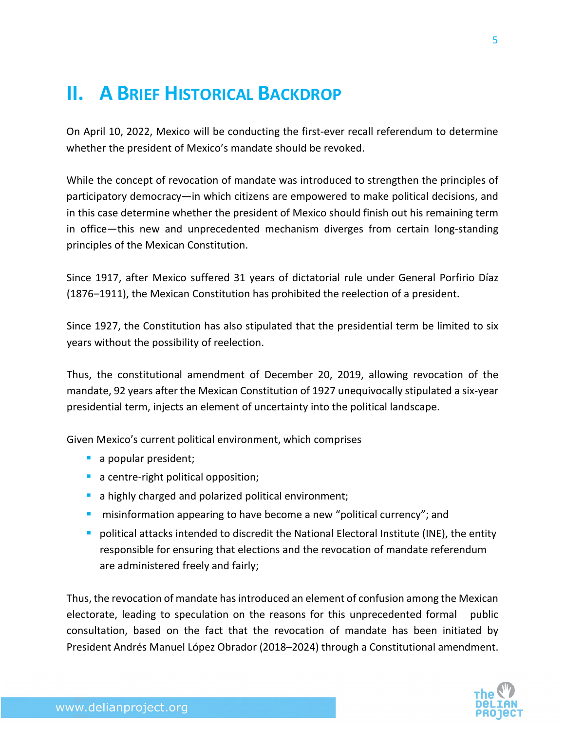## II. A Brief Historical Backdrop

On April 10, 2022, Mexico will be conducting the first-ever recall referendum to determine whether the president of Mexico's mandate should be revoked.

While the concept of revocation of mandate was introduced to strengthen the principles of participatory democracy—in which citizens are empowered to make political decisions, and in this case determine whether the president of Mexico should finish out his remaining term in office—this new and unprecedented mechanism diverges from certain long-standing principles of the Mexican Constitution.

Since 1917, after Mexico suffered 31 years of dictatorial rule under General Porfirio Díaz (1876–1911), the Mexican Constitution has prohibited the reelection of a president.

Since 1927, the Constitution has also stipulated that the presidential term be limited to six years without the possibility of reelection.

Thus, the constitutional amendment of December 20, 2019, allowing revocation of the mandate, 92 years after the Mexican Constitution of 1927 unequivocally stipulated a six-year presidential term, injects an element of uncertainty into the political landscape.

Given Mexico's current political environment, which comprises

- a popular president;
- a centre-right political opposition;
- a highly charged and polarized political environment;
- misinformation appearing to have become a new "political currency"; and
- political attacks intended to discredit the National Electoral Institute (INE), the entity responsible for ensuring that elections and the revocation of mandate referendum are administered freely and fairly;

Thus, the revocation of mandate has introduced an element of confusion among the Mexican electorate, leading to speculation on the reasons for this unprecedented formal public consultation, based on the fact that the revocation of mandate has been initiated by President Andrés Manuel López Obrador (2018–2024) through a Constitutional amendment.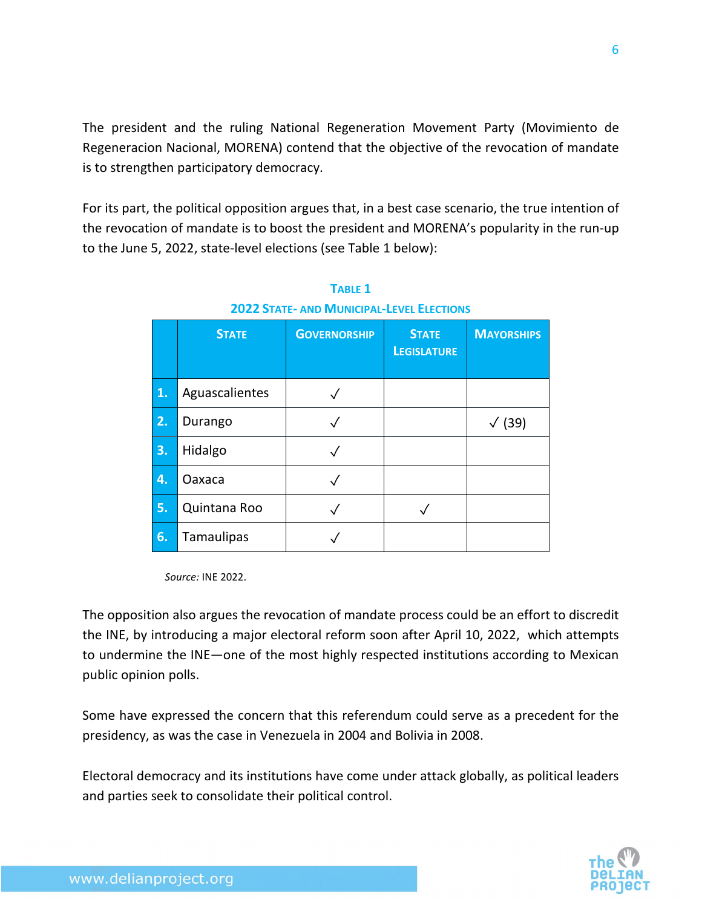The president and the ruling National Regeneration Movement Party (Movimiento de Regeneracion Nacional, MORENA) contend that the objective of the revocation of mandate is to strengthen participatory democracy.

For its part, the political opposition argues that, in a best case scenario, the true intention of the revocation of mandate is to boost the president and MORENA's popularity in the run-up to the June 5, 2022, state-level elections (see Table 1 below):

**Table 1**
**2022 State- and Municipal-Level Elections**

| | State | Governorship | State Legislature | Mayorships |
|---|---|---|---|---|
| 1. | Aguascalientes | ✓ | | |
| 2. | Durango | ✓ | | ✓ (39) |
| 3. | Hidalgo | ✓ | | |
| 4. | Oaxaca | ✓ | | |
| 5. | Quintana Roo | ✓ | ✓ | |
| 6. | Tamaulipas | ✓ | | |

*Source:* INE 2022.

The opposition also argues the revocation of mandate process could be an effort to discredit the INE, by introducing a major electoral reform soon after April 10, 2022, which attempts to undermine the INE—one of the most highly respected institutions according to Mexican public opinion polls.

Some have expressed the concern that this referendum could serve as a precedent for the presidency, as was the case in Venezuela in 2004 and Bolivia in 2008.

Electoral democracy and its institutions have come under attack globally, as political leaders and parties seek to consolidate their political control.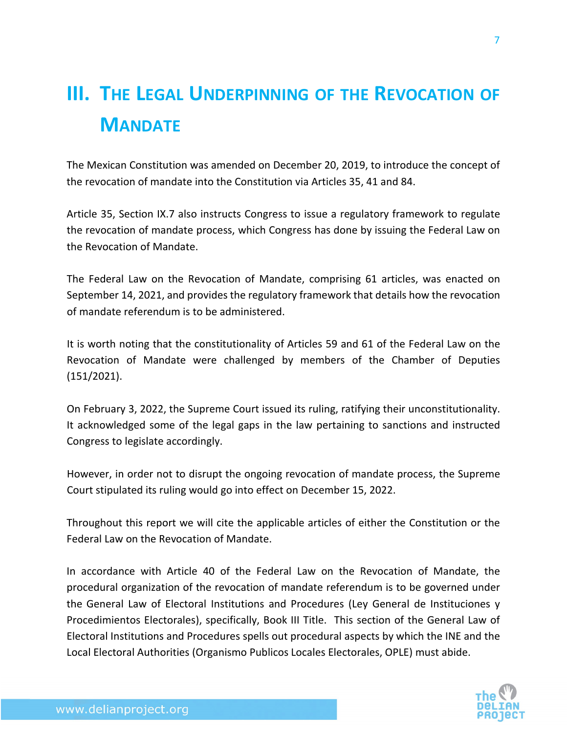# III. The Legal Underpinning of the Revocation of Mandate

The Mexican Constitution was amended on December 20, 2019, to introduce the concept of the revocation of mandate into the Constitution via Articles 35, 41 and 84.

Article 35, Section IX.7 also instructs Congress to issue a regulatory framework to regulate the revocation of mandate process, which Congress has done by issuing the Federal Law on the Revocation of Mandate.

The Federal Law on the Revocation of Mandate, comprising 61 articles, was enacted on September 14, 2021, and provides the regulatory framework that details how the revocation of mandate referendum is to be administered.

It is worth noting that the constitutionality of Articles 59 and 61 of the Federal Law on the Revocation of Mandate were challenged by members of the Chamber of Deputies (151/2021).

On February 3, 2022, the Supreme Court issued its ruling, ratifying their unconstitutionality. It acknowledged some of the legal gaps in the law pertaining to sanctions and instructed Congress to legislate accordingly.

However, in order not to disrupt the ongoing revocation of mandate process, the Supreme Court stipulated its ruling would go into effect on December 15, 2022.

Throughout this report we will cite the applicable articles of either the Constitution or the Federal Law on the Revocation of Mandate.

In accordance with Article 40 of the Federal Law on the Revocation of Mandate, the procedural organization of the revocation of mandate referendum is to be governed under the General Law of Electoral Institutions and Procedures (Ley General de Instituciones y Procedimientos Electorales), specifically, Book III Title. This section of the General Law of Electoral Institutions and Procedures spells out procedural aspects by which the INE and the Local Electoral Authorities (Organismo Publicos Locales Electorales, OPLE) must abide.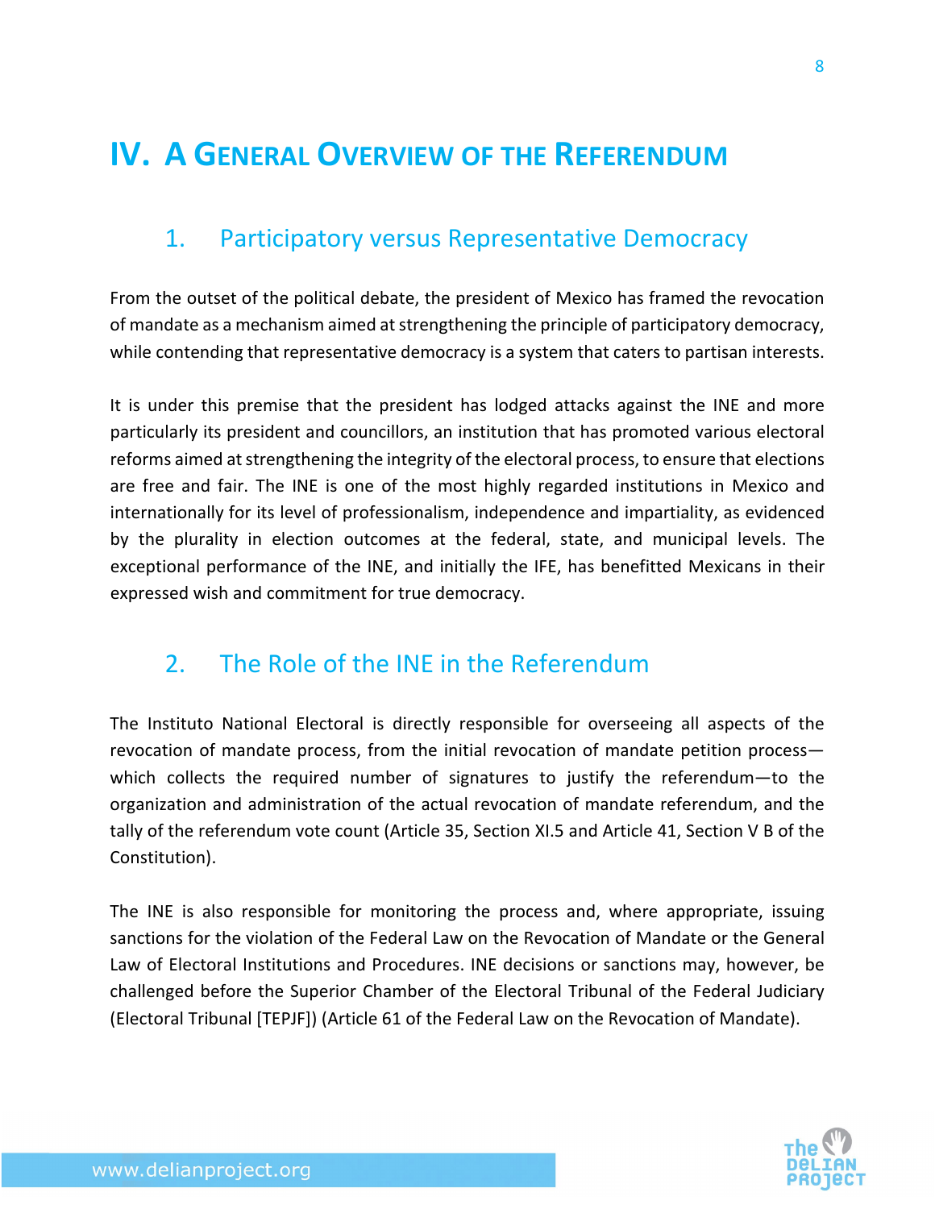# IV. A General Overview of the Referendum

## 1. Participatory versus Representative Democracy

From the outset of the political debate, the president of Mexico has framed the revocation of mandate as a mechanism aimed at strengthening the principle of participatory democracy, while contending that representative democracy is a system that caters to partisan interests.

It is under this premise that the president has lodged attacks against the INE and more particularly its president and councillors, an institution that has promoted various electoral reforms aimed at strengthening the integrity of the electoral process, to ensure that elections are free and fair. The INE is one of the most highly regarded institutions in Mexico and internationally for its level of professionalism, independence and impartiality, as evidenced by the plurality in election outcomes at the federal, state, and municipal levels. The exceptional performance of the INE, and initially the IFE, has benefitted Mexicans in their expressed wish and commitment for true democracy.

## 2. The Role of the INE in the Referendum

The Instituto National Electoral is directly responsible for overseeing all aspects of the revocation of mandate process, from the initial revocation of mandate petition process—which collects the required number of signatures to justify the referendum—to the organization and administration of the actual revocation of mandate referendum, and the tally of the referendum vote count (Article 35, Section XI.5 and Article 41, Section V B of the Constitution).

The INE is also responsible for monitoring the process and, where appropriate, issuing sanctions for the violation of the Federal Law on the Revocation of Mandate or the General Law of Electoral Institutions and Procedures. INE decisions or sanctions may, however, be challenged before the Superior Chamber of the Electoral Tribunal of the Federal Judiciary (Electoral Tribunal [TEPJF]) (Article 61 of the Federal Law on the Revocation of Mandate).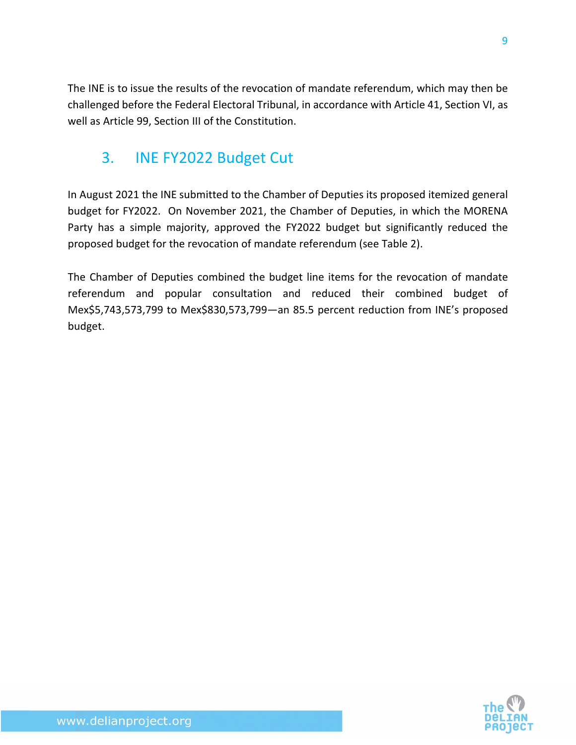The INE is to issue the results of the revocation of mandate referendum, which may then be challenged before the Federal Electoral Tribunal, in accordance with Article 41, Section VI, as well as Article 99, Section III of the Constitution.

## 3. INE FY2022 Budget Cut

In August 2021 the INE submitted to the Chamber of Deputies its proposed itemized general budget for FY2022. On November 2021, the Chamber of Deputies, in which the MORENA Party has a simple majority, approved the FY2022 budget but significantly reduced the proposed budget for the revocation of mandate referendum (see Table 2).

The Chamber of Deputies combined the budget line items for the revocation of mandate referendum and popular consultation and reduced their combined budget of Mex$5,743,573,799 to Mex$830,573,799—an 85.5 percent reduction from INE's proposed budget.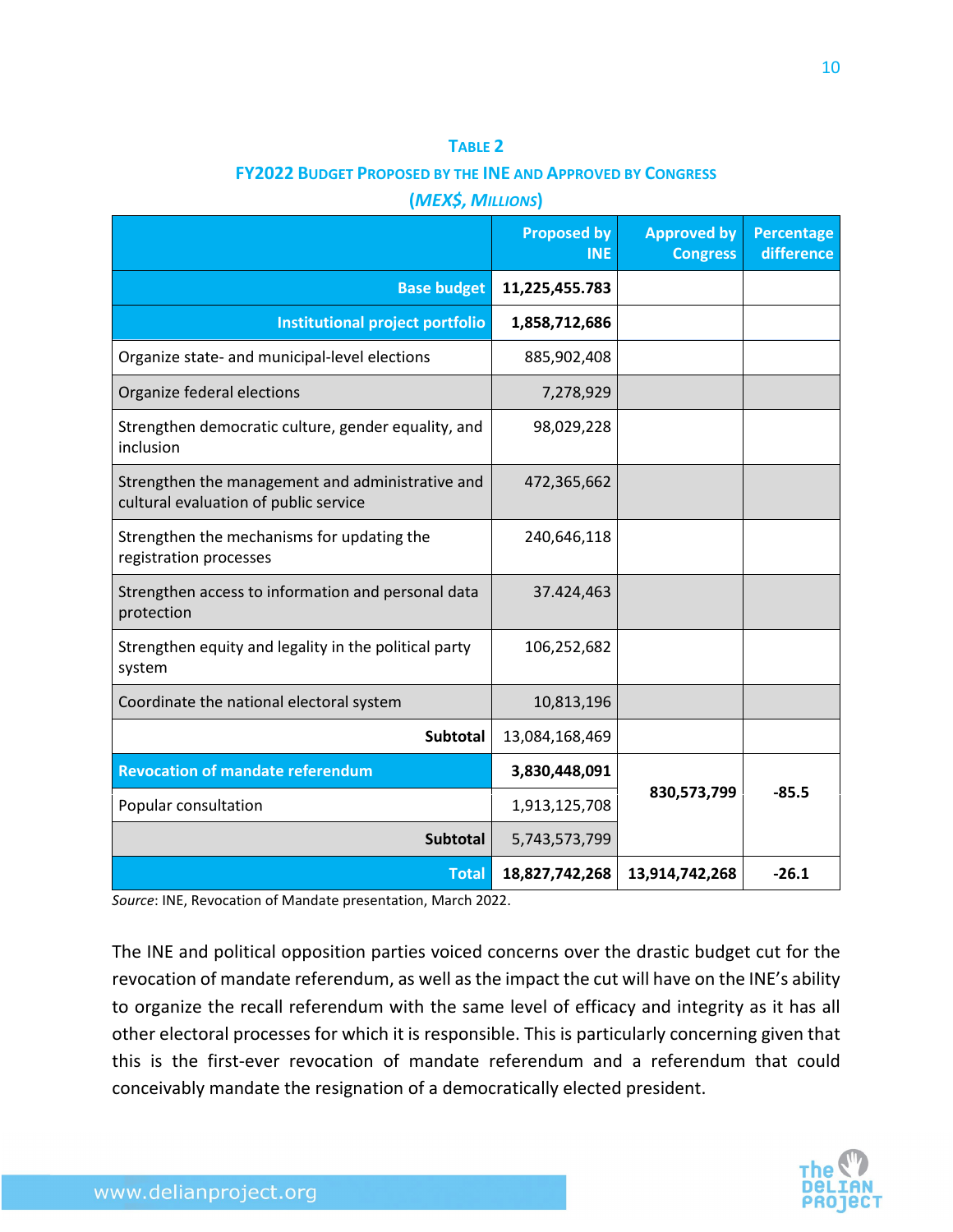**TABLE 2**
**FY2022 BUDGET PROPOSED BY THE INE AND APPROVED BY CONGRESS**
**(*MEX$, MILLIONS*)**

| | Proposed by INE | Approved by Congress | Percentage difference |
|---|---|---|---|
| **Base budget** | **11,225,455.783** | | |
| **Institutional project portfolio** | **1,858,712,686** | | |
| Organize state- and municipal-level elections | 885,902,408 | | |
| Organize federal elections | 7,278,929 | | |
| Strengthen democratic culture, gender equality, and inclusion | 98,029,228 | | |
| Strengthen the management and administrative and cultural evaluation of public service | 472,365,662 | | |
| Strengthen the mechanisms for updating the registration processes | 240,646,118 | | |
| Strengthen access to information and personal data protection | 37.424,463 | | |
| Strengthen equity and legality in the political party system | 106,252,682 | | |
| Coordinate the national electoral system | 10,813,196 | | |
| **Subtotal** | 13,084,168,469 | | |
| **Revocation of mandate referendum** | **3,830,448,091** | **830,573,799** | **-85.5** |
| Popular consultation | 1,913,125,708 | | |
| **Subtotal** | 5,743,573,799 | | |
| **Total** | **18,827,742,268** | **13,914,742,268** | **-26.1** |

*Source*: INE, Revocation of Mandate presentation, March 2022.

The INE and political opposition parties voiced concerns over the drastic budget cut for the revocation of mandate referendum, as well as the impact the cut will have on the INE's ability to organize the recall referendum with the same level of efficacy and integrity as it has all other electoral processes for which it is responsible. This is particularly concerning given that this is the first-ever revocation of mandate referendum and a referendum that could conceivably mandate the resignation of a democratically elected president.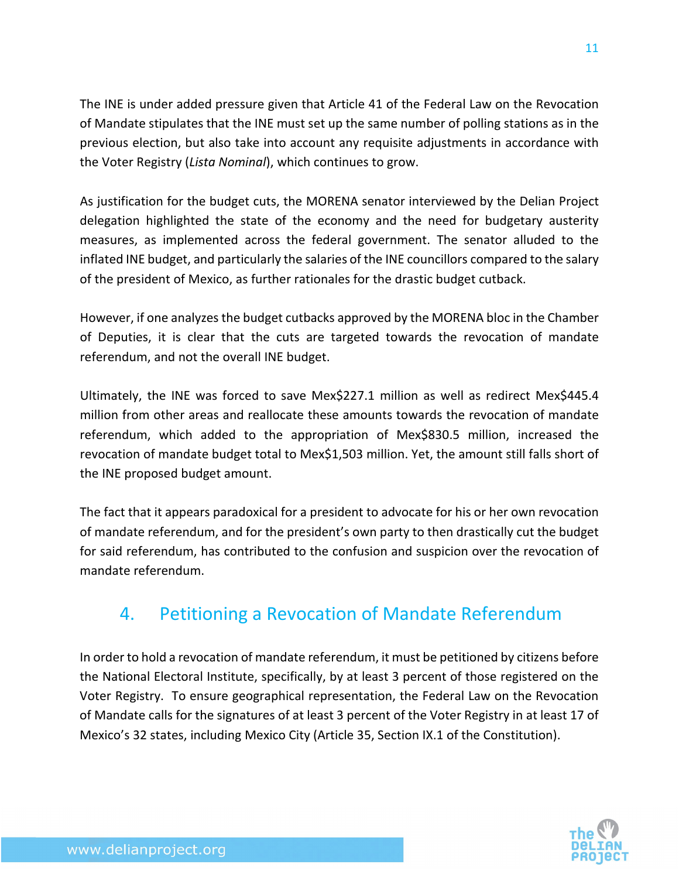The INE is under added pressure given that Article 41 of the Federal Law on the Revocation of Mandate stipulates that the INE must set up the same number of polling stations as in the previous election, but also take into account any requisite adjustments in accordance with the Voter Registry (*Lista Nominal*), which continues to grow.

As justification for the budget cuts, the MORENA senator interviewed by the Delian Project delegation highlighted the state of the economy and the need for budgetary austerity measures, as implemented across the federal government. The senator alluded to the inflated INE budget, and particularly the salaries of the INE councillors compared to the salary of the president of Mexico, as further rationales for the drastic budget cutback.

However, if one analyzes the budget cutbacks approved by the MORENA bloc in the Chamber of Deputies, it is clear that the cuts are targeted towards the revocation of mandate referendum, and not the overall INE budget.

Ultimately, the INE was forced to save Mex$227.1 million as well as redirect Mex$445.4 million from other areas and reallocate these amounts towards the revocation of mandate referendum, which added to the appropriation of Mex$830.5 million, increased the revocation of mandate budget total to Mex$1,503 million. Yet, the amount still falls short of the INE proposed budget amount.

The fact that it appears paradoxical for a president to advocate for his or her own revocation of mandate referendum, and for the president's own party to then drastically cut the budget for said referendum, has contributed to the confusion and suspicion over the revocation of mandate referendum.

## 4. Petitioning a Revocation of Mandate Referendum

In order to hold a revocation of mandate referendum, it must be petitioned by citizens before the National Electoral Institute, specifically, by at least 3 percent of those registered on the Voter Registry. To ensure geographical representation, the Federal Law on the Revocation of Mandate calls for the signatures of at least 3 percent of the Voter Registry in at least 17 of Mexico's 32 states, including Mexico City (Article 35, Section IX.1 of the Constitution).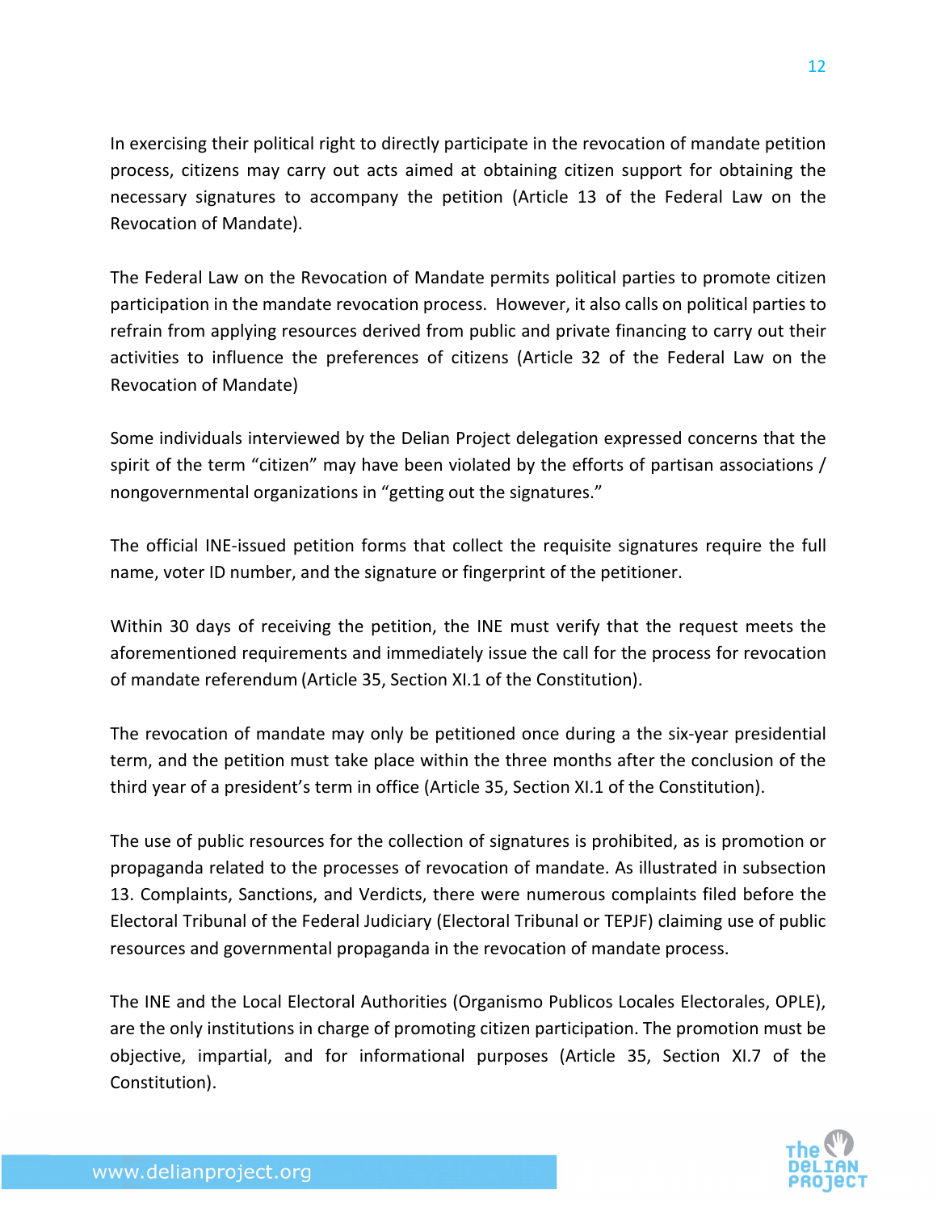In exercising their political right to directly participate in the revocation of mandate petition process, citizens may carry out acts aimed at obtaining citizen support for obtaining the necessary signatures to accompany the petition (Article 13 of the Federal Law on the Revocation of Mandate).

The Federal Law on the Revocation of Mandate permits political parties to promote citizen participation in the mandate revocation process. However, it also calls on political parties to refrain from applying resources derived from public and private financing to carry out their activities to influence the preferences of citizens (Article 32 of the Federal Law on the Revocation of Mandate)

Some individuals interviewed by the Delian Project delegation expressed concerns that the spirit of the term "citizen" may have been violated by the efforts of partisan associations / nongovernmental organizations in "getting out the signatures."

The official INE-issued petition forms that collect the requisite signatures require the full name, voter ID number, and the signature or fingerprint of the petitioner.

Within 30 days of receiving the petition, the INE must verify that the request meets the aforementioned requirements and immediately issue the call for the process for revocation of mandate referendum (Article 35, Section XI.1 of the Constitution).

The revocation of mandate may only be petitioned once during a the six-year presidential term, and the petition must take place within the three months after the conclusion of the third year of a president's term in office (Article 35, Section XI.1 of the Constitution).

The use of public resources for the collection of signatures is prohibited, as is promotion or propaganda related to the processes of revocation of mandate. As illustrated in subsection 13. Complaints, Sanctions, and Verdicts, there were numerous complaints filed before the Electoral Tribunal of the Federal Judiciary (Electoral Tribunal or TEPJF) claiming use of public resources and governmental propaganda in the revocation of mandate process.

The INE and the Local Electoral Authorities (Organismo Publicos Locales Electorales, OPLE), are the only institutions in charge of promoting citizen participation. The promotion must be objective, impartial, and for informational purposes (Article 35, Section XI.7 of the Constitution).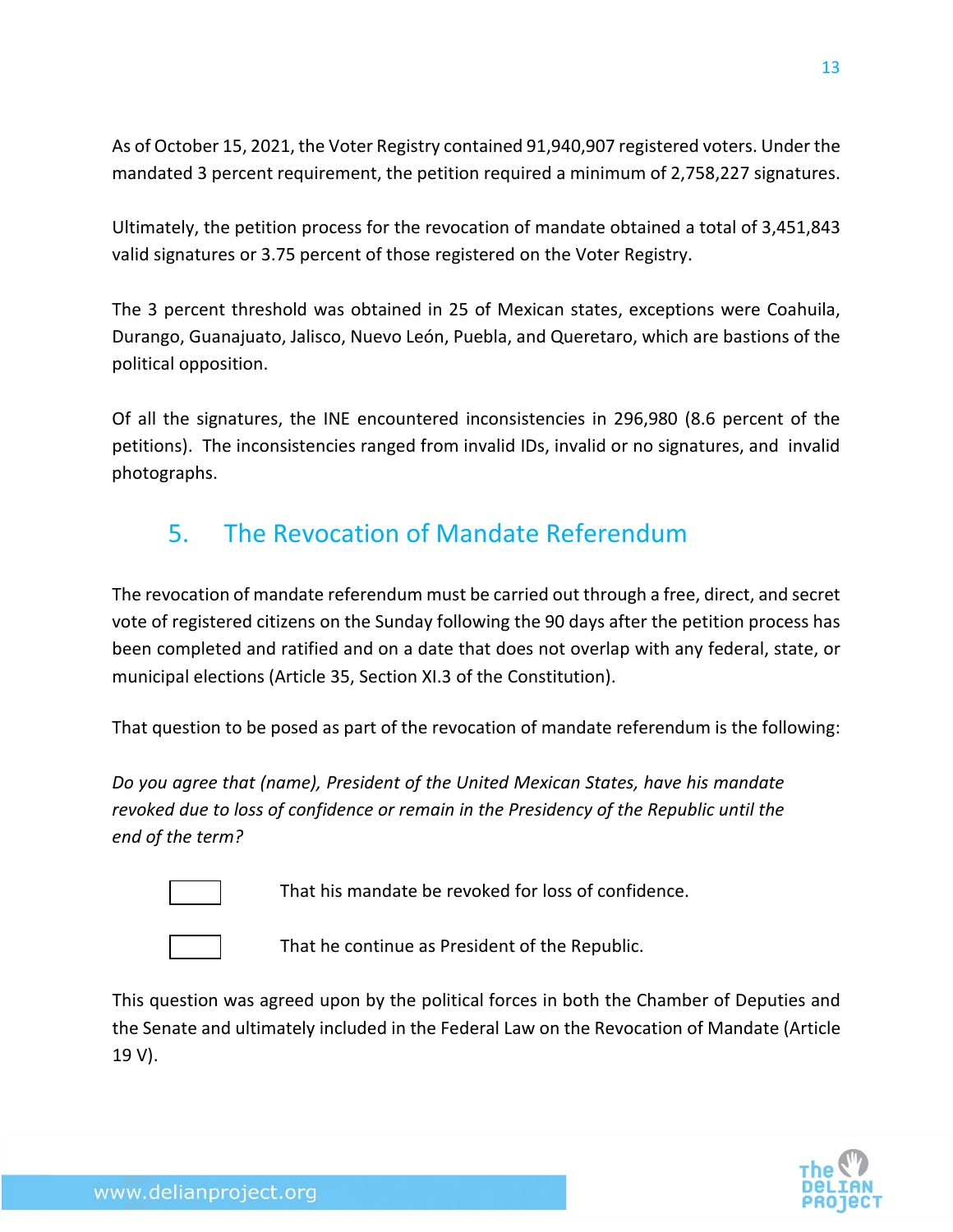As of October 15, 2021, the Voter Registry contained 91,940,907 registered voters. Under the mandated 3 percent requirement, the petition required a minimum of 2,758,227 signatures.

Ultimately, the petition process for the revocation of mandate obtained a total of 3,451,843 valid signatures or 3.75 percent of those registered on the Voter Registry.

The 3 percent threshold was obtained in 25 of Mexican states, exceptions were Coahuila, Durango, Guanajuato, Jalisco, Nuevo León, Puebla, and Queretaro, which are bastions of the political opposition.

Of all the signatures, the INE encountered inconsistencies in 296,980 (8.6 percent of the petitions). The inconsistencies ranged from invalid IDs, invalid or no signatures, and invalid photographs.

## 5. The Revocation of Mandate Referendum

The revocation of mandate referendum must be carried out through a free, direct, and secret vote of registered citizens on the Sunday following the 90 days after the petition process has been completed and ratified and on a date that does not overlap with any federal, state, or municipal elections (Article 35, Section XI.3 of the Constitution).

That question to be posed as part of the revocation of mandate referendum is the following:

*Do you agree that (name), President of the United Mexican States, have his mandate revoked due to loss of confidence or remain in the Presidency of the Republic until the end of the term?*

☐ That his mandate be revoked for loss of confidence.

☐ That he continue as President of the Republic.

This question was agreed upon by the political forces in both the Chamber of Deputies and the Senate and ultimately included in the Federal Law on the Revocation of Mandate (Article 19 V).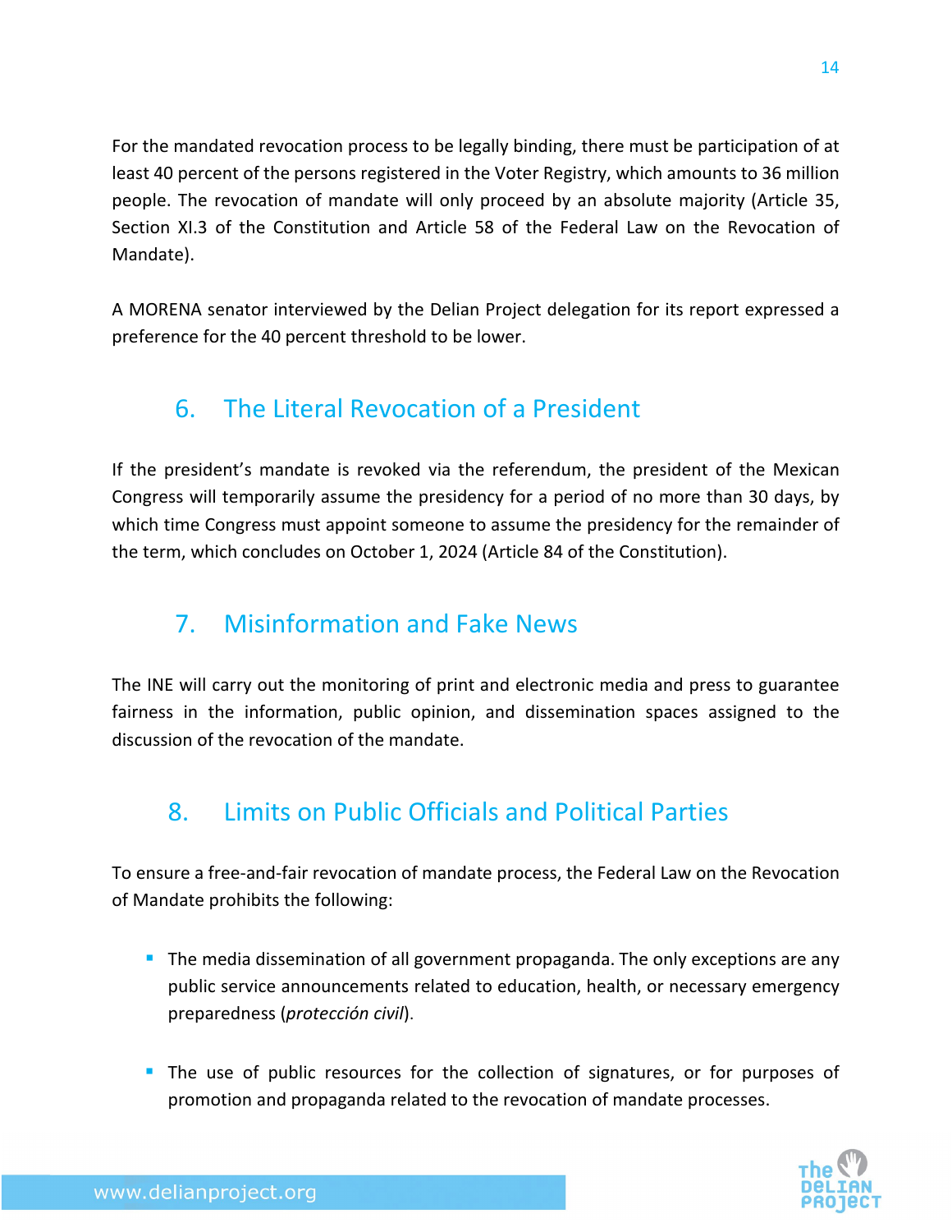For the mandated revocation process to be legally binding, there must be participation of at least 40 percent of the persons registered in the Voter Registry, which amounts to 36 million people. The revocation of mandate will only proceed by an absolute majority (Article 35, Section XI.3 of the Constitution and Article 58 of the Federal Law on the Revocation of Mandate).

A MORENA senator interviewed by the Delian Project delegation for its report expressed a preference for the 40 percent threshold to be lower.

## 6. The Literal Revocation of a President

If the president's mandate is revoked via the referendum, the president of the Mexican Congress will temporarily assume the presidency for a period of no more than 30 days, by which time Congress must appoint someone to assume the presidency for the remainder of the term, which concludes on October 1, 2024 (Article 84 of the Constitution).

## 7. Misinformation and Fake News

The INE will carry out the monitoring of print and electronic media and press to guarantee fairness in the information, public opinion, and dissemination spaces assigned to the discussion of the revocation of the mandate.

## 8. Limits on Public Officials and Political Parties

To ensure a free-and-fair revocation of mandate process, the Federal Law on the Revocation of Mandate prohibits the following:

- The media dissemination of all government propaganda. The only exceptions are any public service announcements related to education, health, or necessary emergency preparedness (*protección civil*).
- The use of public resources for the collection of signatures, or for purposes of promotion and propaganda related to the revocation of mandate processes.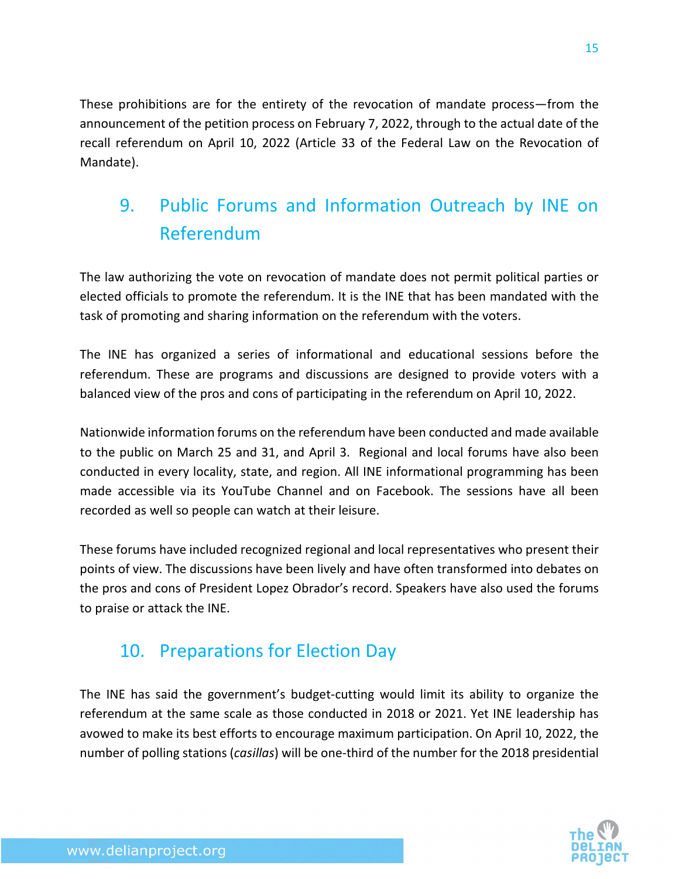These prohibitions are for the entirety of the revocation of mandate process—from the announcement of the petition process on February 7, 2022, through to the actual date of the recall referendum on April 10, 2022 (Article 33 of the Federal Law on the Revocation of Mandate).

## 9. Public Forums and Information Outreach by INE on Referendum

The law authorizing the vote on revocation of mandate does not permit political parties or elected officials to promote the referendum. It is the INE that has been mandated with the task of promoting and sharing information on the referendum with the voters.

The INE has organized a series of informational and educational sessions before the referendum. These are programs and discussions are designed to provide voters with a balanced view of the pros and cons of participating in the referendum on April 10, 2022.

Nationwide information forums on the referendum have been conducted and made available to the public on March 25 and 31, and April 3. Regional and local forums have also been conducted in every locality, state, and region. All INE informational programming has been made accessible via its YouTube Channel and on Facebook. The sessions have all been recorded as well so people can watch at their leisure.

These forums have included recognized regional and local representatives who present their points of view. The discussions have been lively and have often transformed into debates on the pros and cons of President Lopez Obrador's record. Speakers have also used the forums to praise or attack the INE.

## 10. Preparations for Election Day

The INE has said the government's budget-cutting would limit its ability to organize the referendum at the same scale as those conducted in 2018 or 2021. Yet INE leadership has avowed to make its best efforts to encourage maximum participation. On April 10, 2022, the number of polling stations (*casillas*) will be one-third of the number for the 2018 presidential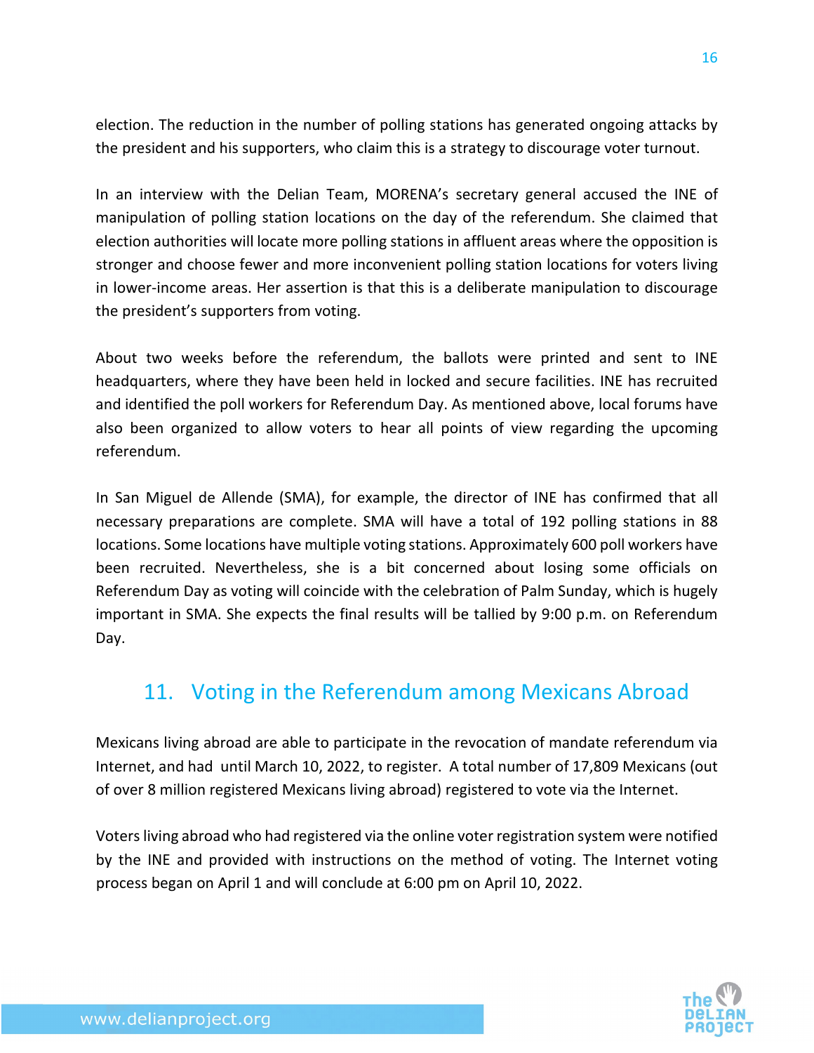election. The reduction in the number of polling stations has generated ongoing attacks by the president and his supporters, who claim this is a strategy to discourage voter turnout.

In an interview with the Delian Team, MORENA's secretary general accused the INE of manipulation of polling station locations on the day of the referendum. She claimed that election authorities will locate more polling stations in affluent areas where the opposition is stronger and choose fewer and more inconvenient polling station locations for voters living in lower-income areas. Her assertion is that this is a deliberate manipulation to discourage the president's supporters from voting.

About two weeks before the referendum, the ballots were printed and sent to INE headquarters, where they have been held in locked and secure facilities. INE has recruited and identified the poll workers for Referendum Day. As mentioned above, local forums have also been organized to allow voters to hear all points of view regarding the upcoming referendum.

In San Miguel de Allende (SMA), for example, the director of INE has confirmed that all necessary preparations are complete. SMA will have a total of 192 polling stations in 88 locations. Some locations have multiple voting stations. Approximately 600 poll workers have been recruited. Nevertheless, she is a bit concerned about losing some officials on Referendum Day as voting will coincide with the celebration of Palm Sunday, which is hugely important in SMA. She expects the final results will be tallied by 9:00 p.m. on Referendum Day.

## 11. Voting in the Referendum among Mexicans Abroad

Mexicans living abroad are able to participate in the revocation of mandate referendum via Internet, and had until March 10, 2022, to register. A total number of 17,809 Mexicans (out of over 8 million registered Mexicans living abroad) registered to vote via the Internet.

Voters living abroad who had registered via the online voter registration system were notified by the INE and provided with instructions on the method of voting. The Internet voting process began on April 1 and will conclude at 6:00 pm on April 10, 2022.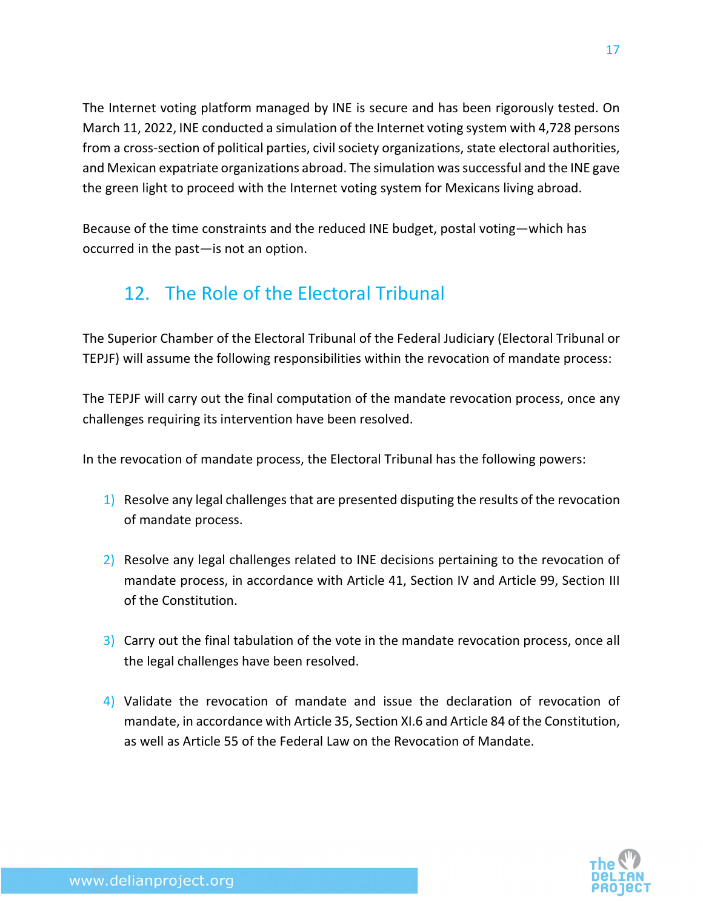The Internet voting platform managed by INE is secure and has been rigorously tested. On March 11, 2022, INE conducted a simulation of the Internet voting system with 4,728 persons from a cross-section of political parties, civil society organizations, state electoral authorities, and Mexican expatriate organizations abroad. The simulation was successful and the INE gave the green light to proceed with the Internet voting system for Mexicans living abroad.

Because of the time constraints and the reduced INE budget, postal voting—which has occurred in the past—is not an option.

## 12. The Role of the Electoral Tribunal

The Superior Chamber of the Electoral Tribunal of the Federal Judiciary (Electoral Tribunal or TEPJF) will assume the following responsibilities within the revocation of mandate process:

The TEPJF will carry out the final computation of the mandate revocation process, once any challenges requiring its intervention have been resolved.

In the revocation of mandate process, the Electoral Tribunal has the following powers:

1) Resolve any legal challenges that are presented disputing the results of the revocation of mandate process.

2) Resolve any legal challenges related to INE decisions pertaining to the revocation of mandate process, in accordance with Article 41, Section IV and Article 99, Section III of the Constitution.

3) Carry out the final tabulation of the vote in the mandate revocation process, once all the legal challenges have been resolved.

4) Validate the revocation of mandate and issue the declaration of revocation of mandate, in accordance with Article 35, Section XI.6 and Article 84 of the Constitution, as well as Article 55 of the Federal Law on the Revocation of Mandate.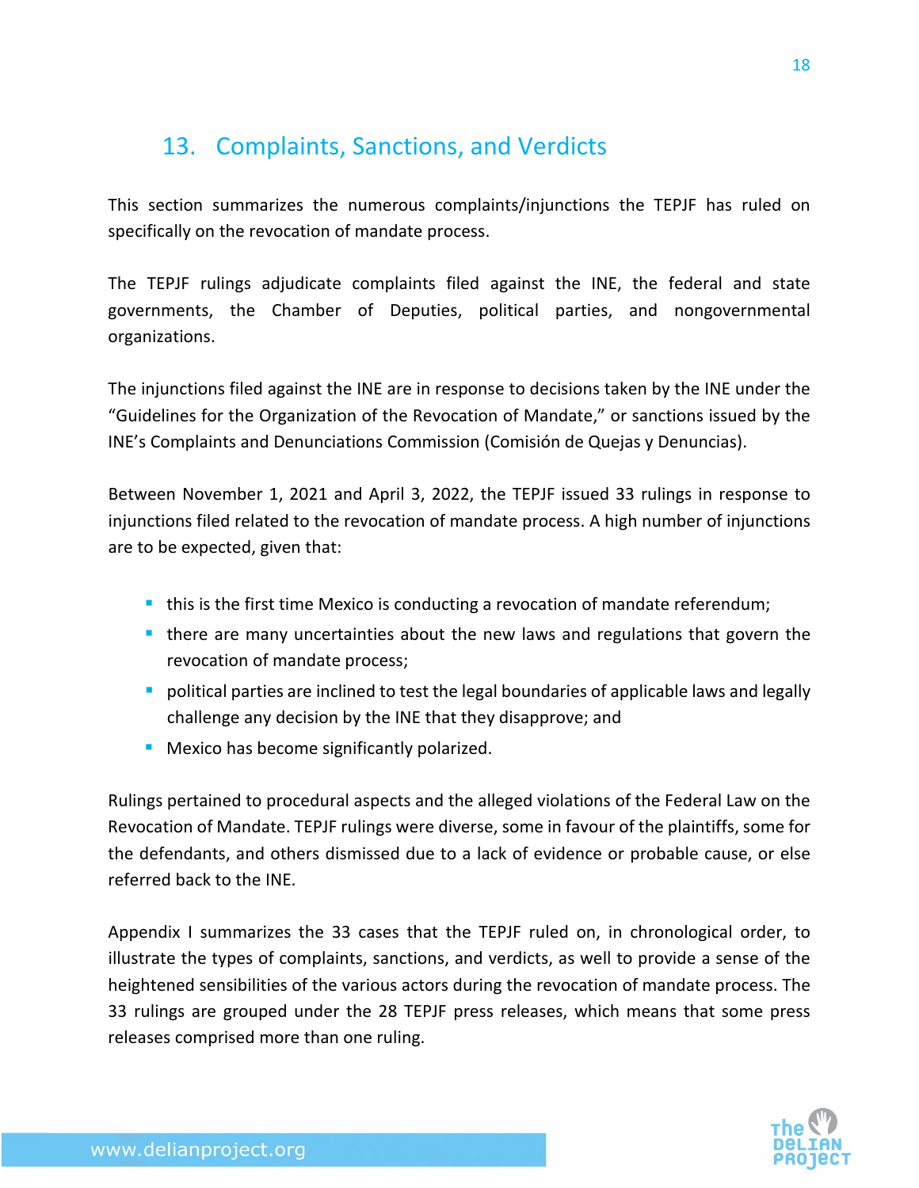## 13. Complaints, Sanctions, and Verdicts

This section summarizes the numerous complaints/injunctions the TEPJF has ruled on specifically on the revocation of mandate process.

The TEPJF rulings adjudicate complaints filed against the INE, the federal and state governments, the Chamber of Deputies, political parties, and nongovernmental organizations.

The injunctions filed against the INE are in response to decisions taken by the INE under the "Guidelines for the Organization of the Revocation of Mandate," or sanctions issued by the INE's Complaints and Denunciations Commission (Comisión de Quejas y Denuncias).

Between November 1, 2021 and April 3, 2022, the TEPJF issued 33 rulings in response to injunctions filed related to the revocation of mandate process. A high number of injunctions are to be expected, given that:

- this is the first time Mexico is conducting a revocation of mandate referendum;
- there are many uncertainties about the new laws and regulations that govern the revocation of mandate process;
- political parties are inclined to test the legal boundaries of applicable laws and legally challenge any decision by the INE that they disapprove; and
- Mexico has become significantly polarized.

Rulings pertained to procedural aspects and the alleged violations of the Federal Law on the Revocation of Mandate. TEPJF rulings were diverse, some in favour of the plaintiffs, some for the defendants, and others dismissed due to a lack of evidence or probable cause, or else referred back to the INE.

Appendix I summarizes the 33 cases that the TEPJF ruled on, in chronological order, to illustrate the types of complaints, sanctions, and verdicts, as well to provide a sense of the heightened sensibilities of the various actors during the revocation of mandate process. The 33 rulings are grouped under the 28 TEPJF press releases, which means that some press releases comprised more than one ruling.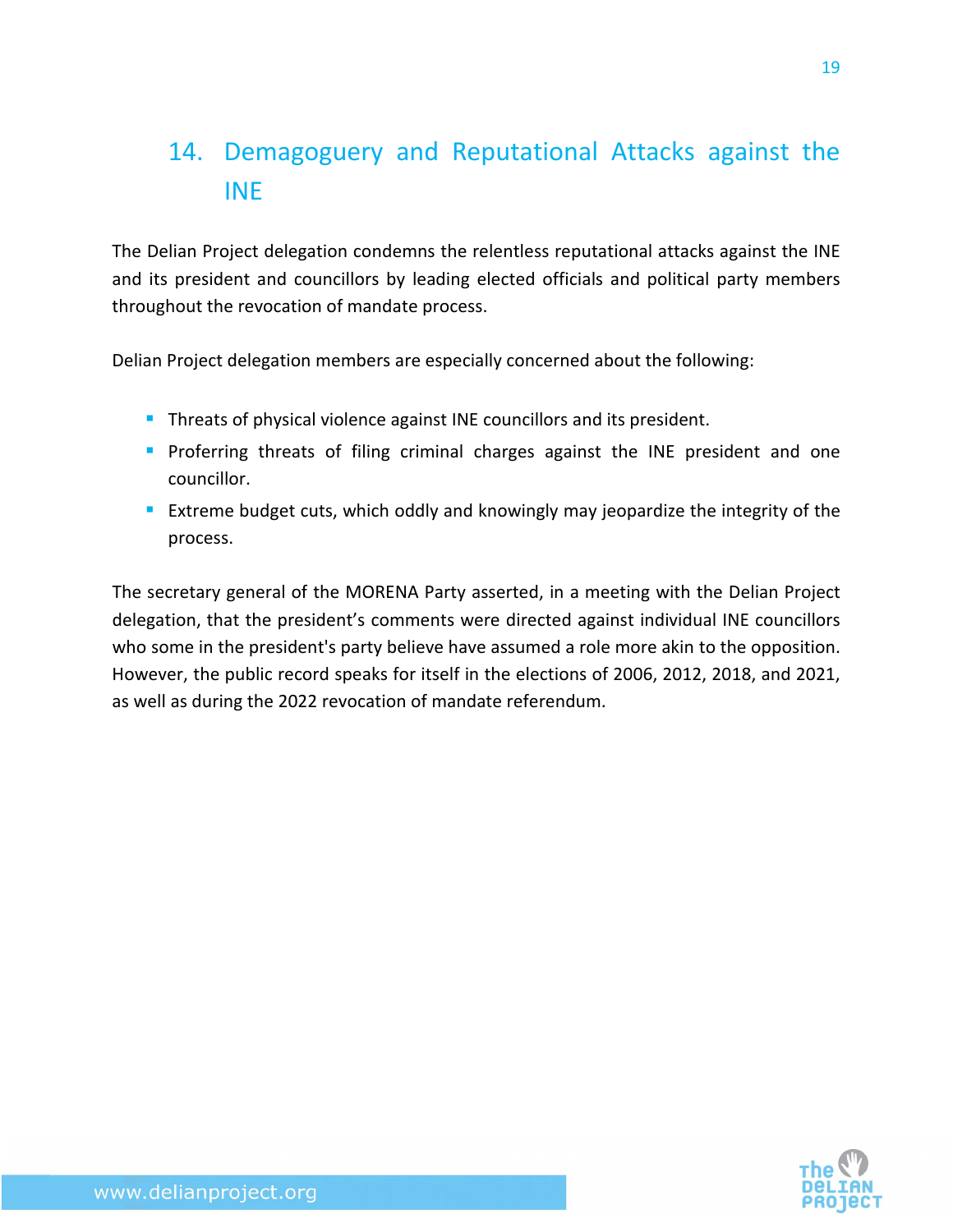## 14. Demagoguery and Reputational Attacks against the INE

The Delian Project delegation condemns the relentless reputational attacks against the INE and its president and councillors by leading elected officials and political party members throughout the revocation of mandate process.

Delian Project delegation members are especially concerned about the following:

- Threats of physical violence against INE councillors and its president.
- Proferring threats of filing criminal charges against the INE president and one councillor.
- Extreme budget cuts, which oddly and knowingly may jeopardize the integrity of the process.

The secretary general of the MORENA Party asserted, in a meeting with the Delian Project delegation, that the president's comments were directed against individual INE councillors who some in the president's party believe have assumed a role more akin to the opposition. However, the public record speaks for itself in the elections of 2006, 2012, 2018, and 2021, as well as during the 2022 revocation of mandate referendum.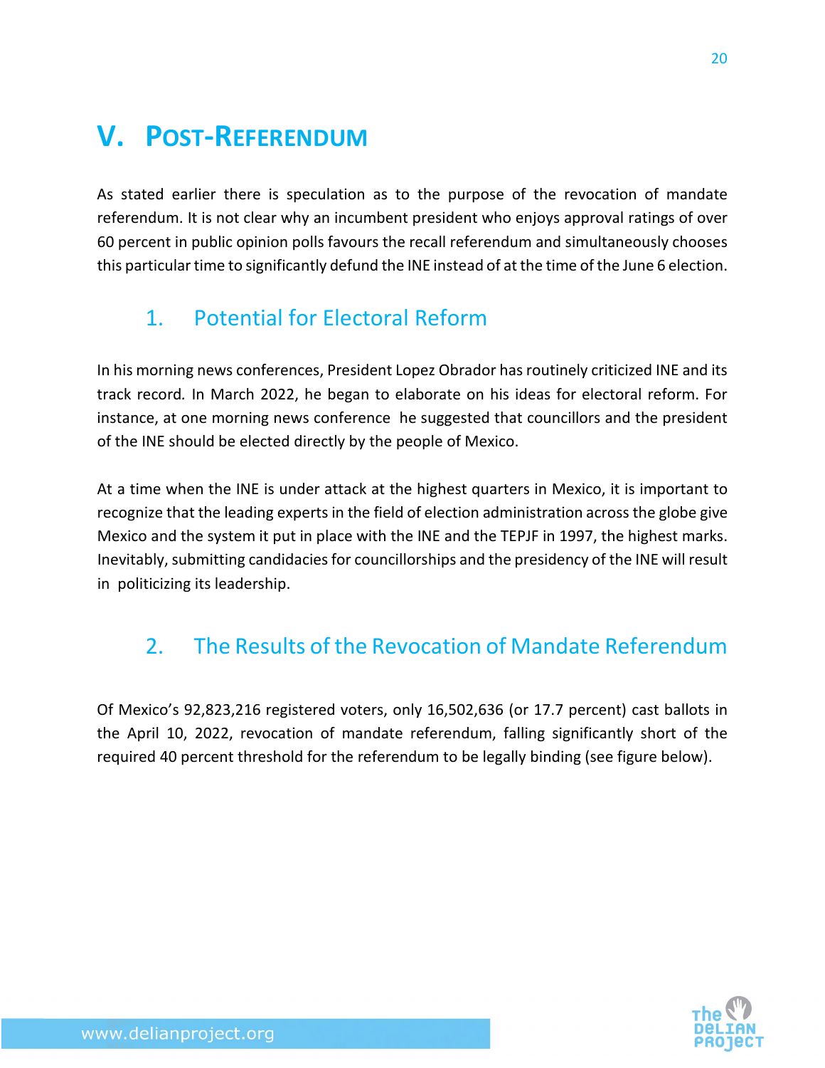# V. Post-Referendum

As stated earlier there is speculation as to the purpose of the revocation of mandate referendum. It is not clear why an incumbent president who enjoys approval ratings of over 60 percent in public opinion polls favours the recall referendum and simultaneously chooses this particular time to significantly defund the INE instead of at the time of the June 6 election.

## 1. Potential for Electoral Reform

In his morning news conferences, President Lopez Obrador has routinely criticized INE and its track record. In March 2022, he began to elaborate on his ideas for electoral reform. For instance, at one morning news conference he suggested that councillors and the president of the INE should be elected directly by the people of Mexico.

At a time when the INE is under attack at the highest quarters in Mexico, it is important to recognize that the leading experts in the field of election administration across the globe give Mexico and the system it put in place with the INE and the TEPJF in 1997, the highest marks. Inevitably, submitting candidacies for councillorships and the presidency of the INE will result in politicizing its leadership.

## 2. The Results of the Revocation of Mandate Referendum

Of Mexico's 92,823,216 registered voters, only 16,502,636 (or 17.7 percent) cast ballots in the April 10, 2022, revocation of mandate referendum, falling significantly short of the required 40 percent threshold for the referendum to be legally binding (see figure below).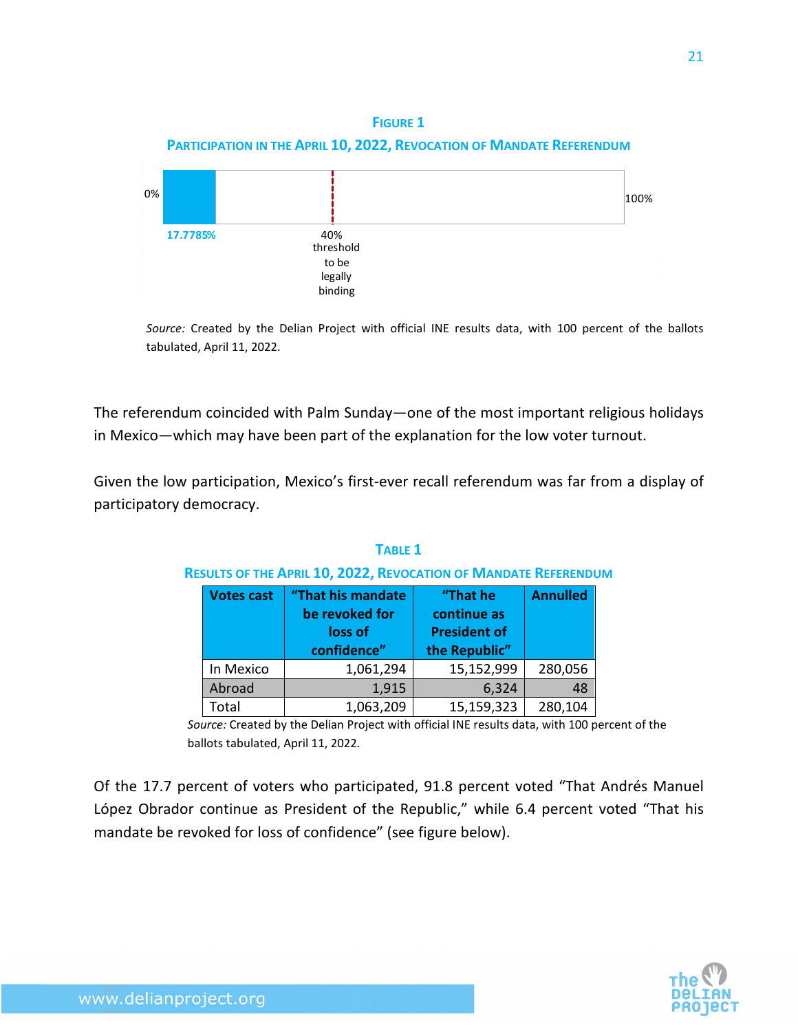**FIGURE 1**

**PARTICIPATION IN THE APRIL 10, 2022, REVOCATION OF MANDATE REFERENDUM**

0%

100%

17.7785%

40% threshold to be legally binding

*Source:* Created by the Delian Project with official INE results data, with 100 percent of the ballots tabulated, April 11, 2022.

The referendum coincided with Palm Sunday—one of the most important religious holidays in Mexico—which may have been part of the explanation for the low voter turnout.

Given the low participation, Mexico's first-ever recall referendum was far from a display of participatory democracy.

**TABLE 1**

**RESULTS OF THE APRIL 10, 2022, REVOCATION OF MANDATE REFERENDUM**

| Votes cast | "That his mandate be revoked for loss of confidence" | "That he continue as President of the Republic" | Annulled |
|---|---|---|---|
| In Mexico | 1,061,294 | 15,152,999 | 280,056 |
| Abroad | 1,915 | 6,324 | 48 |
| Total | 1,063,209 | 15,159,323 | 280,104 |

*Source:* Created by the Delian Project with official INE results data, with 100 percent of the ballots tabulated, April 11, 2022.

Of the 17.7 percent of voters who participated, 91.8 percent voted "That Andrés Manuel López Obrador continue as President of the Republic," while 6.4 percent voted "That his mandate be revoked for loss of confidence" (see figure below).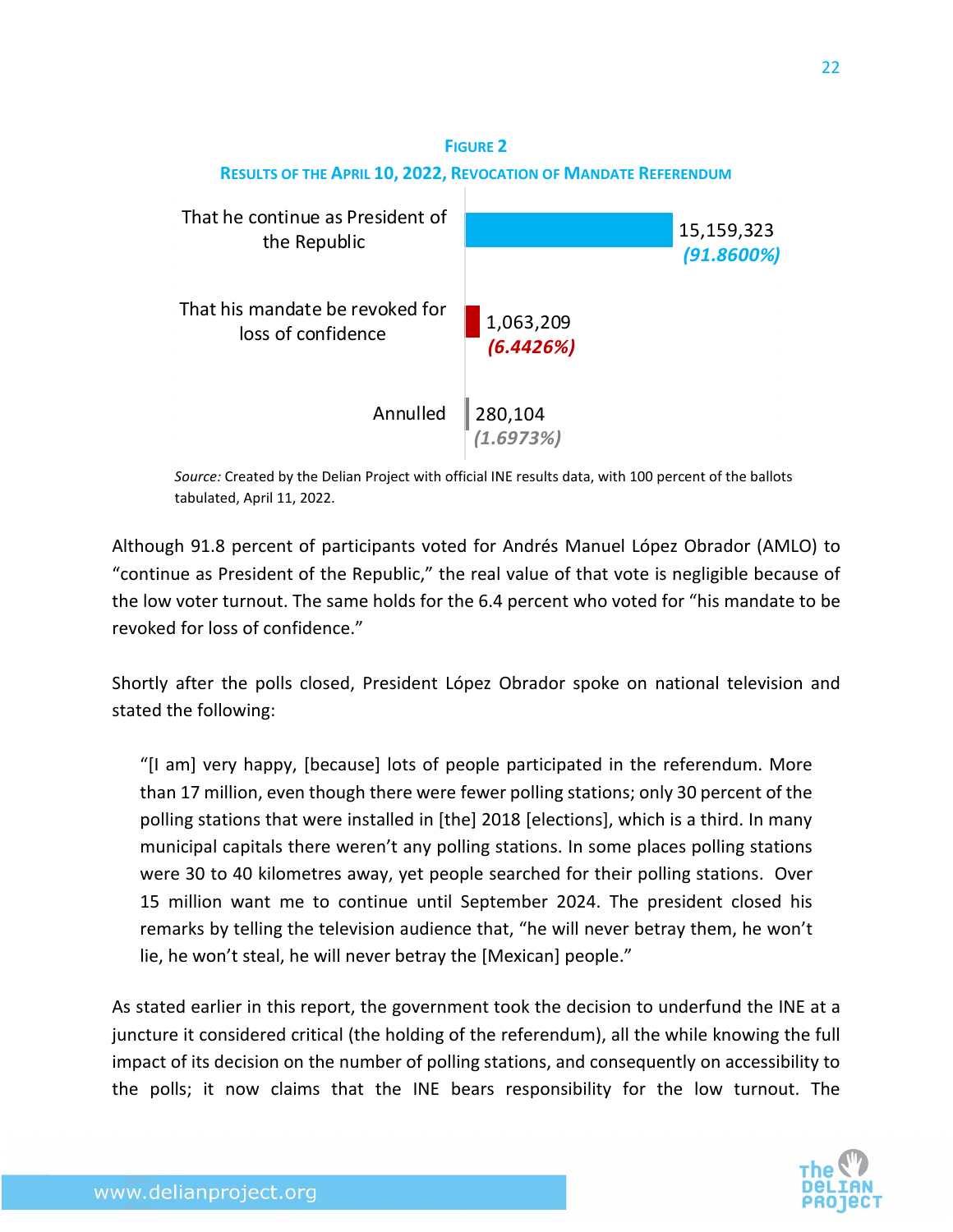**FIGURE 2**

**RESULTS OF THE APRIL 10, 2022, REVOCATION OF MANDATE REFERENDUM**

| Option | Votes | Percentage |
| --- | --- | --- |
| That he continue as President of the Republic | 15,159,323 | (91.8600%) |
| That his mandate be revoked for loss of confidence | 1,063,209 | (6.4426%) |
| Annulled | 280,104 | (1.6973%) |

*Source:* Created by the Delian Project with official INE results data, with 100 percent of the ballots tabulated, April 11, 2022.

Although 91.8 percent of participants voted for Andrés Manuel López Obrador (AMLO) to "continue as President of the Republic," the real value of that vote is negligible because of the low voter turnout. The same holds for the 6.4 percent who voted for "his mandate to be revoked for loss of confidence."

Shortly after the polls closed, President López Obrador spoke on national television and stated the following:

> "[I am] very happy, [because] lots of people participated in the referendum. More than 17 million, even though there were fewer polling stations; only 30 percent of the polling stations that were installed in [the] 2018 [elections], which is a third. In many municipal capitals there weren't any polling stations. In some places polling stations were 30 to 40 kilometres away, yet people searched for their polling stations. Over 15 million want me to continue until September 2024. The president closed his remarks by telling the television audience that, "he will never betray them, he won't lie, he won't steal, he will never betray the [Mexican] people."

As stated earlier in this report, the government took the decision to underfund the INE at a juncture it considered critical (the holding of the referendum), all the while knowing the full impact of its decision on the number of polling stations, and consequently on accessibility to the polls; it now claims that the INE bears responsibility for the low turnout. The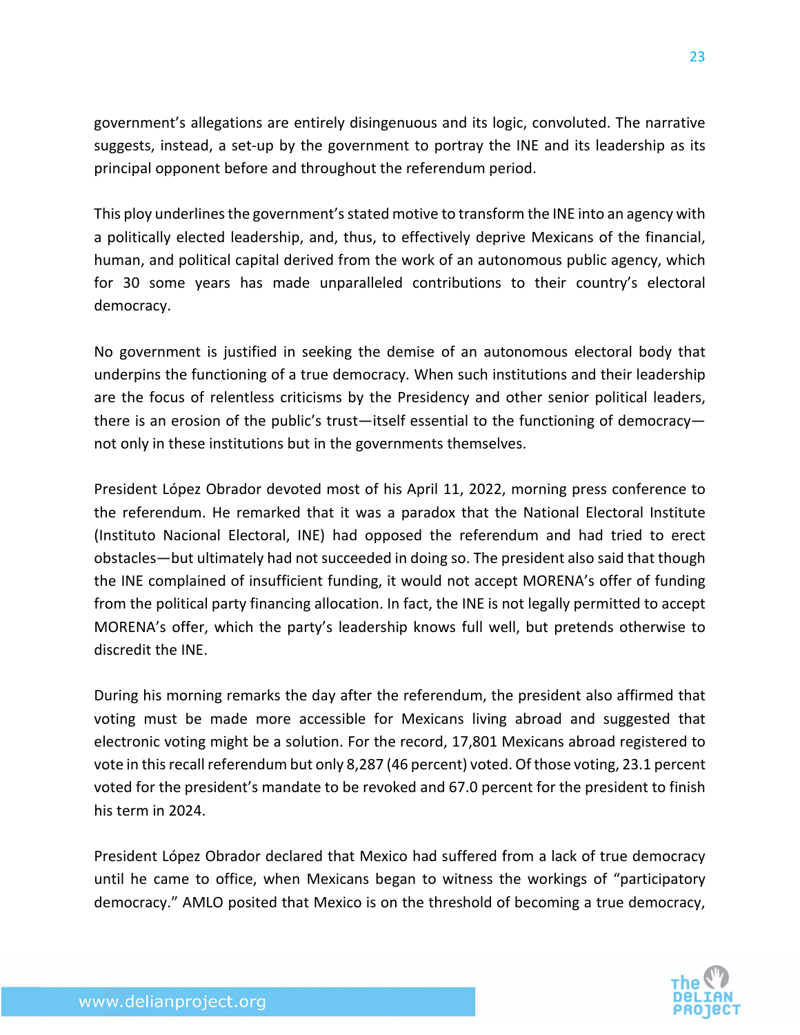government's allegations are entirely disingenuous and its logic, convoluted. The narrative suggests, instead, a set-up by the government to portray the INE and its leadership as its principal opponent before and throughout the referendum period.

This ploy underlines the government's stated motive to transform the INE into an agency with a politically elected leadership, and, thus, to effectively deprive Mexicans of the financial, human, and political capital derived from the work of an autonomous public agency, which for 30 some years has made unparalleled contributions to their country's electoral democracy.

No government is justified in seeking the demise of an autonomous electoral body that underpins the functioning of a true democracy. When such institutions and their leadership are the focus of relentless criticisms by the Presidency and other senior political leaders, there is an erosion of the public's trust—itself essential to the functioning of democracy—not only in these institutions but in the governments themselves.

President López Obrador devoted most of his April 11, 2022, morning press conference to the referendum. He remarked that it was a paradox that the National Electoral Institute (Instituto Nacional Electoral, INE) had opposed the referendum and had tried to erect obstacles—but ultimately had not succeeded in doing so. The president also said that though the INE complained of insufficient funding, it would not accept MORENA's offer of funding from the political party financing allocation. In fact, the INE is not legally permitted to accept MORENA's offer, which the party's leadership knows full well, but pretends otherwise to discredit the INE.

During his morning remarks the day after the referendum, the president also affirmed that voting must be made more accessible for Mexicans living abroad and suggested that electronic voting might be a solution. For the record, 17,801 Mexicans abroad registered to vote in this recall referendum but only 8,287 (46 percent) voted. Of those voting, 23.1 percent voted for the president's mandate to be revoked and 67.0 percent for the president to finish his term in 2024.

President López Obrador declared that Mexico had suffered from a lack of true democracy until he came to office, when Mexicans began to witness the workings of "participatory democracy." AMLO posited that Mexico is on the threshold of becoming a true democracy,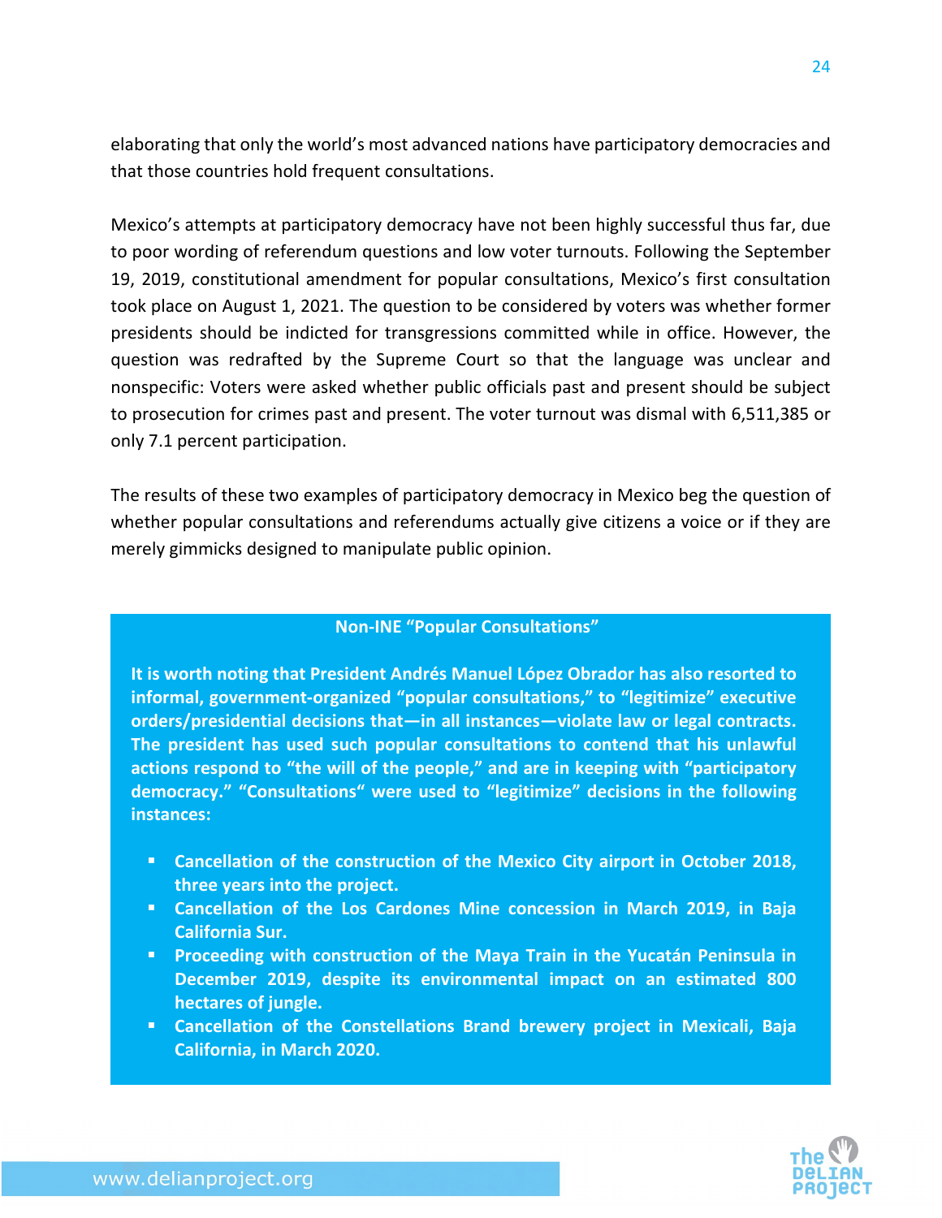elaborating that only the world's most advanced nations have participatory deмocracies and that those countries hold frequent consultations.

Mexico's attempts at participatory democracy have not been highly successful thus far, due to poor wording of referendum questions and low voter turnouts. Following the September 19, 2019, constitutional amendment for popular consultations, Mexico's first consultation took place on August 1, 2021. The question to be considered by voters was whether former presidents should be indicted for transgressions committed while in office. However, the question was redrafted by the Supreme Court so that the language was unclear and nonspecific: Voters were asked whether public officials past and present should be subject to prosecution for crimes past and present. The voter turnout was dismal with 6,511,385 or only 7.1 percent participation.

The results of these two examples of participatory democracy in Mexico beg the question of whether popular consultations and referendums actually give citizens a voice or if they are merely gimmicks designed to manipulate public opinion.

**Non-INE "Popular Consultations"**

**It is worth noting that President Andrés Manuel López Obrador has also resorted to informal, government-organized "popular consultations," to "legitimize" executive orders/presidential decisions that—in all instances—violate law or legal contracts. The president has used such popular consultations to contend that his unlawful actions respond to "the will of the people," and are in keeping with "participatory democracy." "Consultations" were used to "legitimize" decisions in the following instances:**

- **Cancellation of the construction of the Mexico City airport in October 2018, three years into the project.**
- **Cancellation of the Los Cardones Mine concession in March 2019, in Baja California Sur.**
- **Proceeding with construction of the Maya Train in the Yucatán Peninsula in December 2019, despite its environmental impact on an estimated 800 hectares of jungle.**
- **Cancellation of the Constellations Brand brewery project in Mexicali, Baja California, in March 2020.**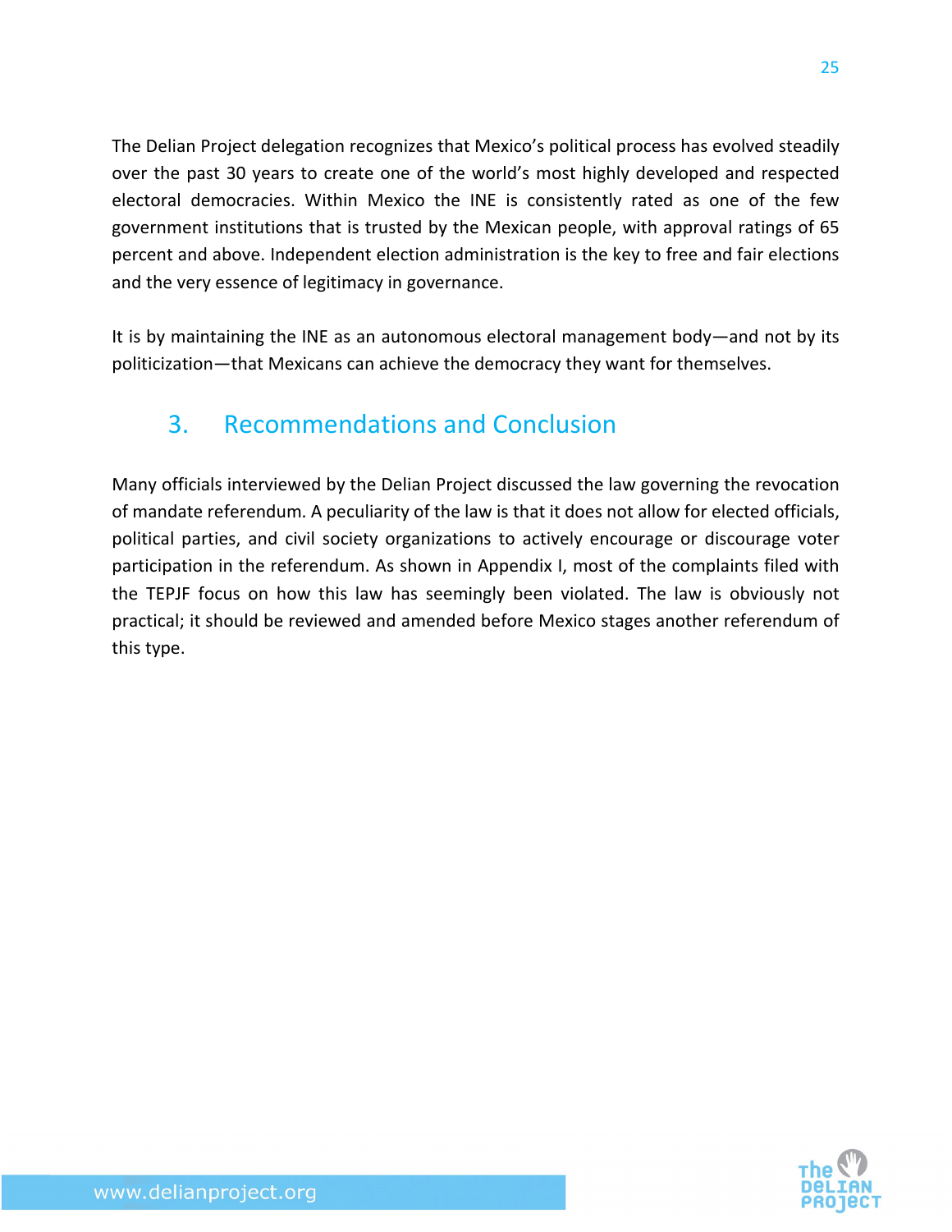The Delian Project delegation recognizes that Mexico's political process has evolved steadily over the past 30 years to create one of the world's most highly developed and respected electoral democracies. Within Mexico the INE is consistently rated as one of the few government institutions that is trusted by the Mexican people, with approval ratings of 65 percent and above. Independent election administration is the key to free and fair elections and the very essence of legitimacy in governance.

It is by maintaining the INE as an autonomous electoral management body—and not by its politicization—that Mexicans can achieve the democracy they want for themselves.

## 3. Recommendations and Conclusion

Many officials interviewed by the Delian Project discussed the law governing the revocation of mandate referendum. A peculiarity of the law is that it does not allow for elected officials, political parties, and civil society organizations to actively encourage or discourage voter participation in the referendum. As shown in Appendix I, most of the complaints filed with the TEPJF focus on how this law has seemingly been violated. The law is obviously not practical; it should be reviewed and amended before Mexico stages another referendum of this type.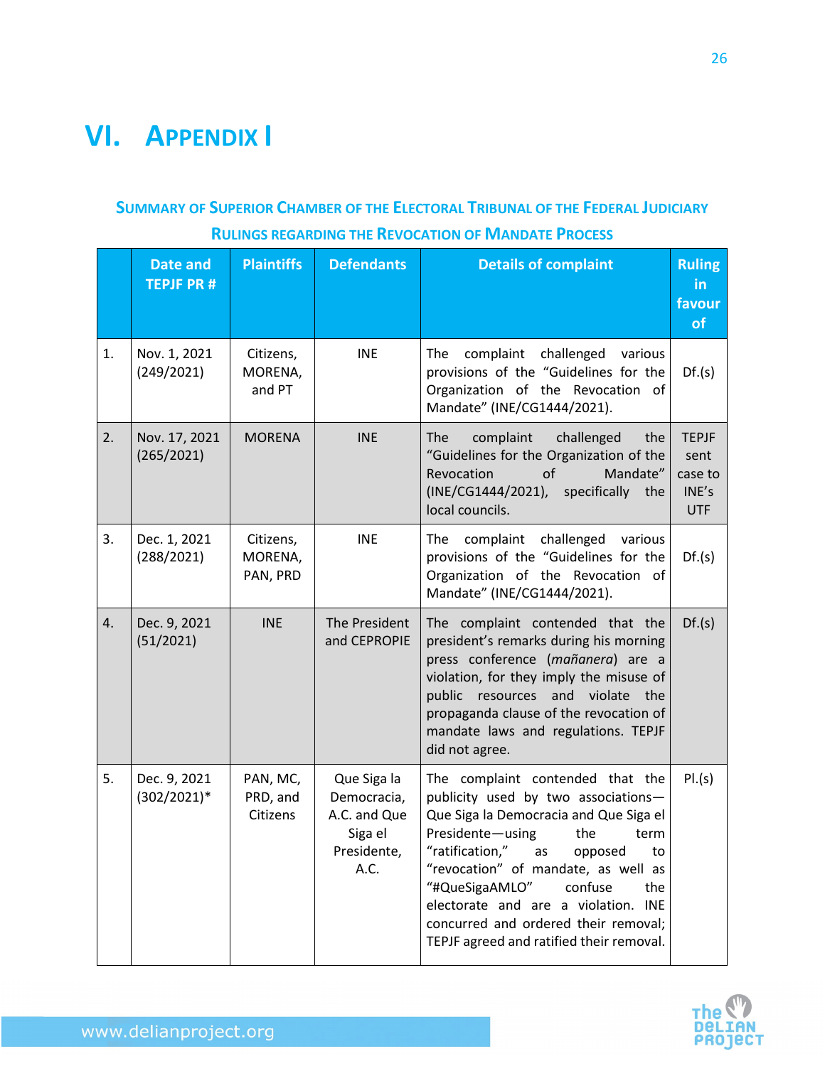# VI. Appendix I

### Summary of Superior Chamber of the Electoral Tribunal of the Federal Judiciary Rulings regarding the Revocation of Mandate Process

| | Date and TEPJF PR # | Plaintiffs | Defendants | Details of complaint | Ruling in favour of |
|---|---|---|---|---|---|
| 1. | Nov. 1, 2021 (249/2021) | Citizens, MORENA, and PT | INE | The complaint challenged various provisions of the "Guidelines for the Organization of the Revocation of Mandate" (INE/CG1444/2021). | Df.(s) |
| 2. | Nov. 17, 2021 (265/2021) | MORENA | INE | The complaint challenged the "Guidelines for the Organization of the Revocation of Mandate" (INE/CG1444/2021), specifically the local councils. | TEPJF sent case to INE's UTF |
| 3. | Dec. 1, 2021 (288/2021) | Citizens, MORENA, PAN, PRD | INE | The complaint challenged various provisions of the "Guidelines for the Organization of the Revocation of Mandate" (INE/CG1444/2021). | Df.(s) |
| 4. | Dec. 9, 2021 (51/2021) | INE | The President and CEPROPIE | The complaint contended that the president's remarks during his morning press conference (*mañanera*) are a violation, for they imply the misuse of public resources and violate the propaganda clause of the revocation of mandate laws and regulations. TEPJF did not agree. | Df.(s) |
| 5. | Dec. 9, 2021 (302/2021)* | PAN, MC, PRD, and Citizens | Que Siga la Democracia, A.C. and Que Siga el Presidente, A.C. | The complaint contended that the publicity used by two associations—Que Siga la Democracia and Que Siga el Presidente—using the term "ratification," as opposed to "revocation" of mandate, as well as "#QueSigaAMLO" confuse the electorate and are a violation. INE concurred and ordered their removal; TEPJF agreed and ratified their removal. | Pl.(s) |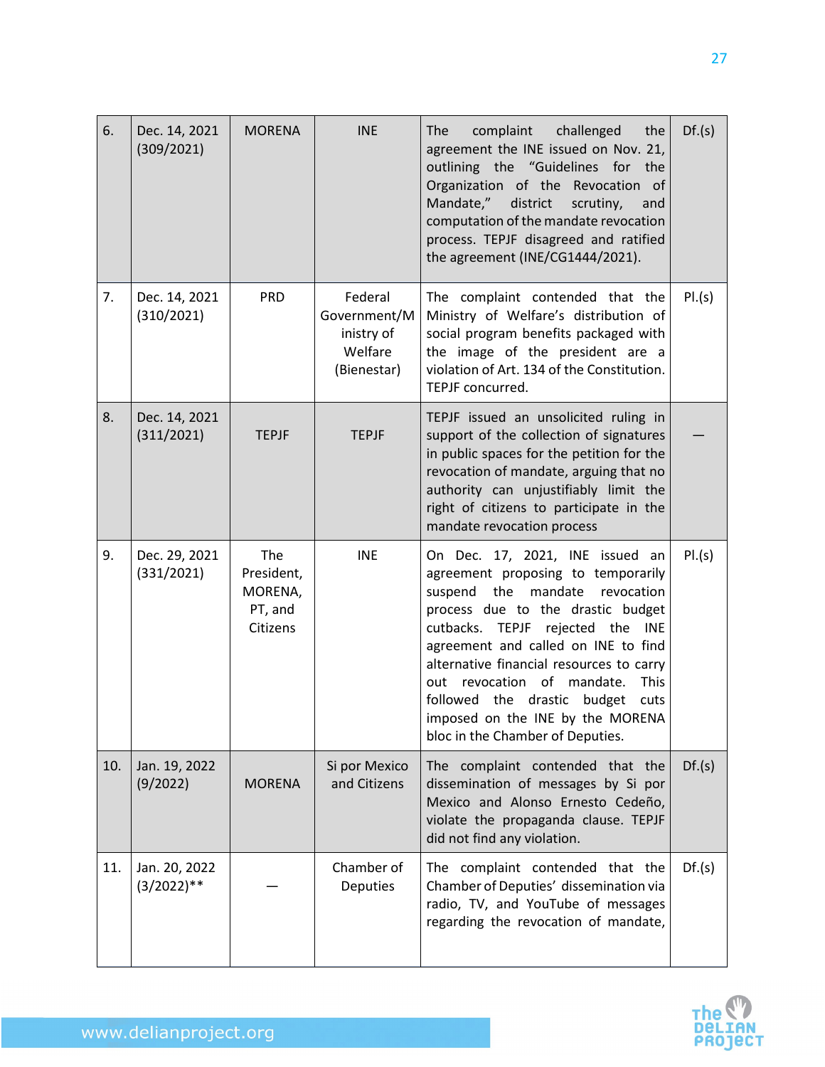| 6. | Dec. 14, 2021 (309/2021) | MORENA | INE | The complaint challenged the agreement the INE issued on Nov. 21, outlining the "Guidelines for the Organization of the Revocation of Mandate," district scrutiny, and computation of the mandate revocation process. TEPJF disagreed and ratified the agreement (INE/CG1444/2021). | Df.(s) |
|---|---|---|---|---|---|
| 7. | Dec. 14, 2021 (310/2021) | PRD | Federal Government/Ministry of Welfare (Bienestar) | The complaint contended that the Ministry of Welfare's distribution of social program benefits packaged with the image of the president are a violation of Art. 134 of the Constitution. TEPJF concurred. | Pl.(s) |
| 8. | Dec. 14, 2021 (311/2021) | TEPJF | TEPJF | TEPJF issued an unsolicited ruling in support of the collection of signatures in public spaces for the petition for the revocation of mandate, arguing that no authority can unjustifiably limit the right of citizens to participate in the mandate revocation process | — |
| 9. | Dec. 29, 2021 (331/2021) | The President, MORENA, PT, and Citizens | INE | On Dec. 17, 2021, INE issued an agreement proposing to temporarily suspend the mandate revocation process due to the drastic budget cutbacks. TEPJF rejected the INE agreement and called on INE to find alternative financial resources to carry out revocation of mandate. This followed the drastic budget cuts imposed on the INE by the MORENA bloc in the Chamber of Deputies. | Pl.(s) |
| 10. | Jan. 19, 2022 (9/2022) | MORENA | Si por Mexico and Citizens | The complaint contended that the dissemination of messages by Si por Mexico and Alonso Ernesto Cedeño, violate the propaganda clause. TEPJF did not find any violation. | Df.(s) |
| 11. | Jan. 20, 2022 (3/2022)** | — | Chamber of Deputies | The complaint contended that the Chamber of Deputies' dissemination via radio, TV, and YouTube of messages regarding the revocation of mandate, | Df.(s) |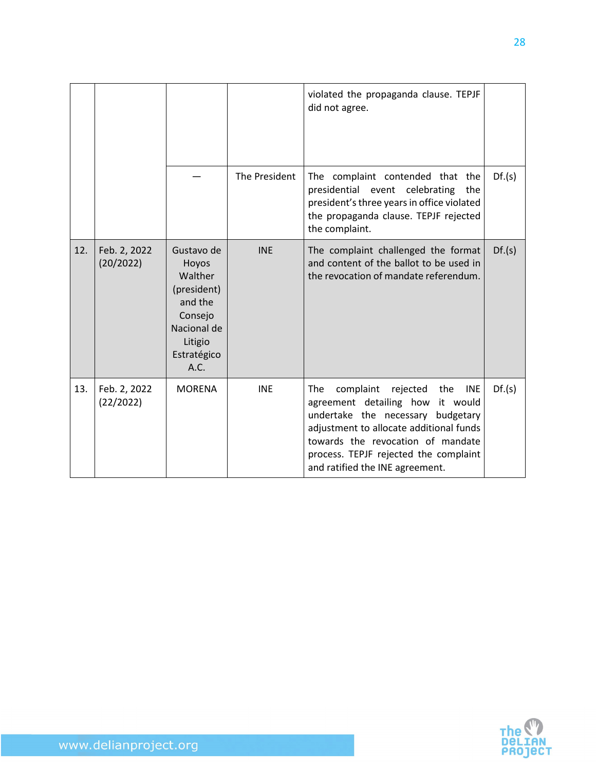| | | | | | |
|---|---|---|---|---|---|
| | | | | violated the propaganda clause. TEPJF did not agree. | |
| | | — | The President | The complaint contended that the presidential event celebrating the president's three years in office violated the propaganda clause. TEPJF rejected the complaint. | Df.(s) |
| 12. | Feb. 2, 2022 (20/2022) | Gustavo de Hoyos Walther (president) and the Consejo Nacional de Litigio Estratégico A.C. | INE | The complaint challenged the format and content of the ballot to be used in the revocation of mandate referendum. | Df.(s) |
| 13. | Feb. 2, 2022 (22/2022) | MORENA | INE | The complaint rejected the INE agreement detailing how it would undertake the necessary budgetary adjustment to allocate additional funds towards the revocation of mandate process. TEPJF rejected the complaint and ratified the INE agreement. | Df.(s) |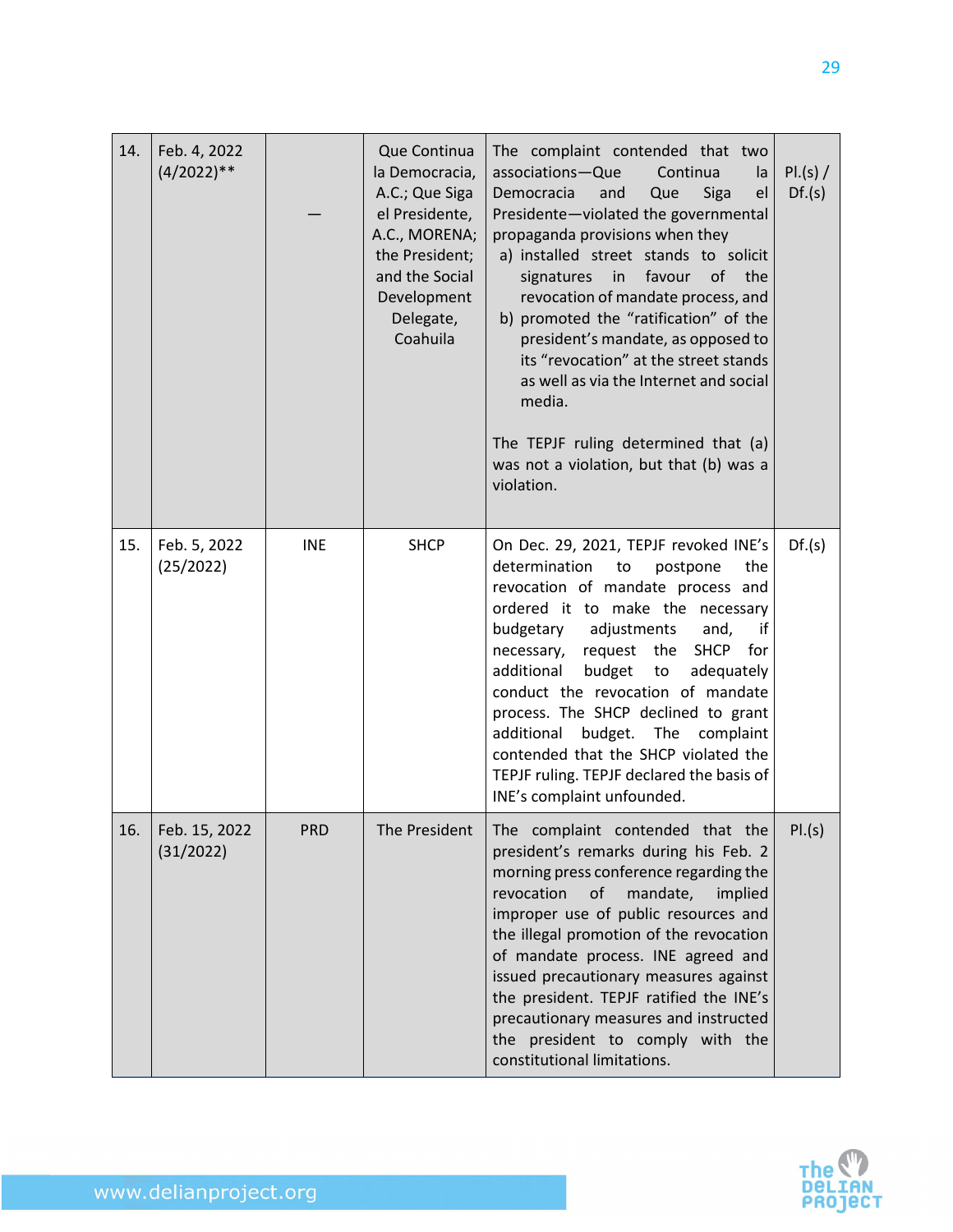| | | | | | |
|---|---|---|---|---|---|
| 14. | Feb. 4, 2022 (4/2022)** | — | Que Continua la Democracia, A.C.; Que Siga el Presidente, A.C., MORENA; the President; and the Social Development Delegate, Coahuila | The complaint contended that two associations—Que Continua la Democracia and Que Siga el Presidente—violated the governmental propaganda provisions when they<br>a) installed street stands to solicit signatures in favour of the revocation of mandate process, and<br>b) promoted the "ratification" of the president's mandate, as opposed to its "revocation" at the street stands as well as via the Internet and social media.<br><br>The TEPJF ruling determined that (a) was not a violation, but that (b) was a violation. | Pl.(s) / Df.(s) |
| 15. | Feb. 5, 2022 (25/2022) | INE | SHCP | On Dec. 29, 2021, TEPJF revoked INE's determination to postpone the revocation of mandate process and ordered it to make the necessary budgetary adjustments and, if necessary, request the SHCP for additional budget to adequately conduct the revocation of mandate process. The SHCP declined to grant additional budget. The complaint contended that the SHCP violated the TEPJF ruling. TEPJF declared the basis of INE's complaint unfounded. | Df.(s) |
| 16. | Feb. 15, 2022 (31/2022) | PRD | The President | The complaint contended that the president's remarks during his Feb. 2 morning press conference regarding the revocation of mandate, implied improper use of public resources and the illegal promotion of the revocation of mandate process. INE agreed and issued precautionary measures against the president. TEPJF ratified the INE's precautionary measures and instructed the president to comply with the constitutional limitations. | Pl.(s) |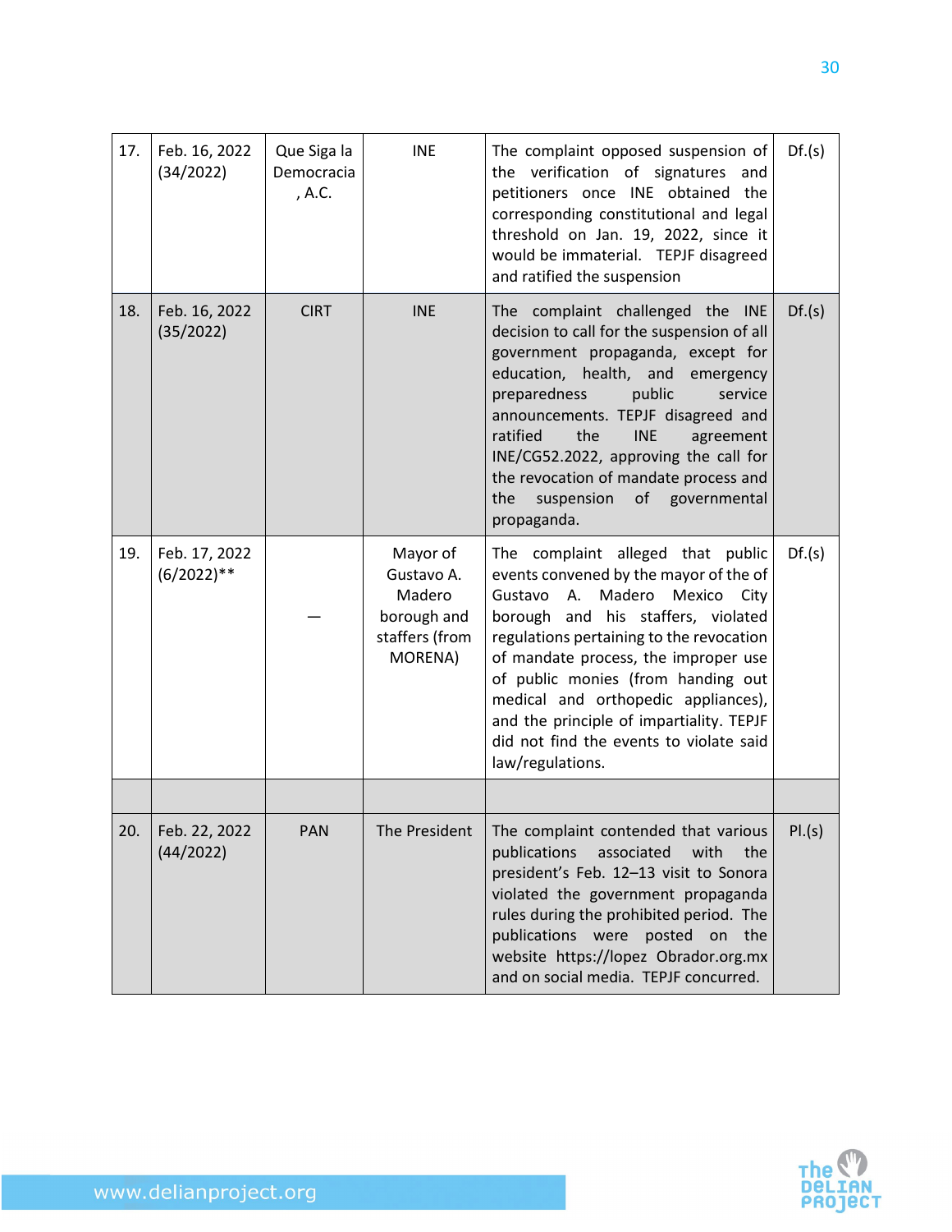| | | | | | |
|---|---|---|---|---|---|
| 17. | Feb. 16, 2022 (34/2022) | Que Siga la Democracia , A.C. | INE | The complaint opposed suspension of the verification of signatures and petitioners once INE obtained the corresponding constitutional and legal threshold on Jan. 19, 2022, since it would be immaterial. TEPJF disagreed and ratified the suspension | Df.(s) |
| 18. | Feb. 16, 2022 (35/2022) | CIRT | INE | The complaint challenged the INE decision to call for the suspension of all government propaganda, except for education, health, and emergency preparedness public service announcements. TEPJF disagreed and ratified the INE agreement INE/CG52.2022, approving the call for the revocation of mandate process and the suspension of governmental propaganda. | Df.(s) |
| 19. | Feb. 17, 2022 (6/2022)** | — | Mayor of Gustavo A. Madero borough and staffers (from MORENA) | The complaint alleged that public events convened by the mayor of the of Gustavo A. Madero Mexico City borough and his staffers, violated regulations pertaining to the revocation of mandate process, the improper use of public monies (from handing out medical and orthopedic appliances), and the principle of impartiality. TEPJF did not find the events to violate said law/regulations. | Df.(s) |
| | | | | | |
| 20. | Feb. 22, 2022 (44/2022) | PAN | The President | The complaint contended that various publications associated with the president's Feb. 12–13 visit to Sonora violated the government propaganda rules during the prohibited period. The publications were posted on the website https://lopez Obrador.org.mx and on social media. TEPJF concurred. | Pl.(s) |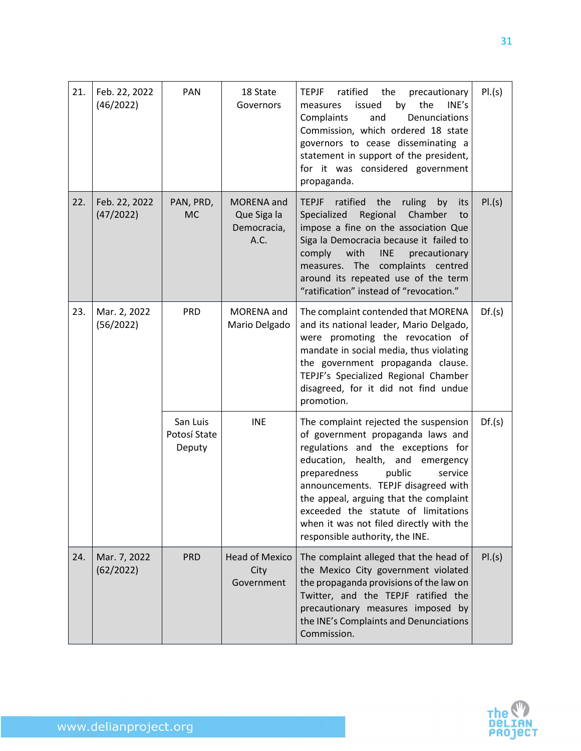| | | | | | |
|---|---|---|---|---|---|
| 21. | Feb. 22, 2022 (46/2022) | PAN | 18 State Governors | TEPJF ratified the precautionary measures issued by the INE's Complaints and Denunciations Commission, which ordered 18 state governors to cease disseminating a statement in support of the president, for it was considered government propaganda. | Pl.(s) |
| 22. | Feb. 22, 2022 (47/2022) | PAN, PRD, MC | MORENA and Que Siga la Democracia, A.C. | TEPJF ratified the ruling by its Specialized Regional Chamber to impose a fine on the association Que Siga la Democracia because it failed to comply with INE precautionary measures. The complaints centred around its repeated use of the term "ratification" instead of "revocation." | Pl.(s) |
| 23. | Mar. 2, 2022 (56/2022) | PRD | MORENA and Mario Delgado | The complaint contended that MORENA and its national leader, Mario Delgado, were promoting the revocation of mandate in social media, thus violating the government propaganda clause. TEPJF's Specialized Regional Chamber disagreed, for it did not find undue promotion. | Df.(s) |
| | | San Luis Potosí State Deputy | INE | The complaint rejected the suspension of government propaganda laws and regulations and the exceptions for education, health, and emergency preparedness public service announcements. TEPJF disagreed with the appeal, arguing that the complaint exceeded the statute of limitations when it was not filed directly with the responsible authority, the INE. | Df.(s) |
| 24. | Mar. 7, 2022 (62/2022) | PRD | Head of Mexico City Government | The complaint alleged that the head of the Mexico City government violated the propaganda provisions of the law on Twitter, and the TEPJF ratified the precautionary measures imposed by the INE's Complaints and Denunciations Commission. | Pl.(s) |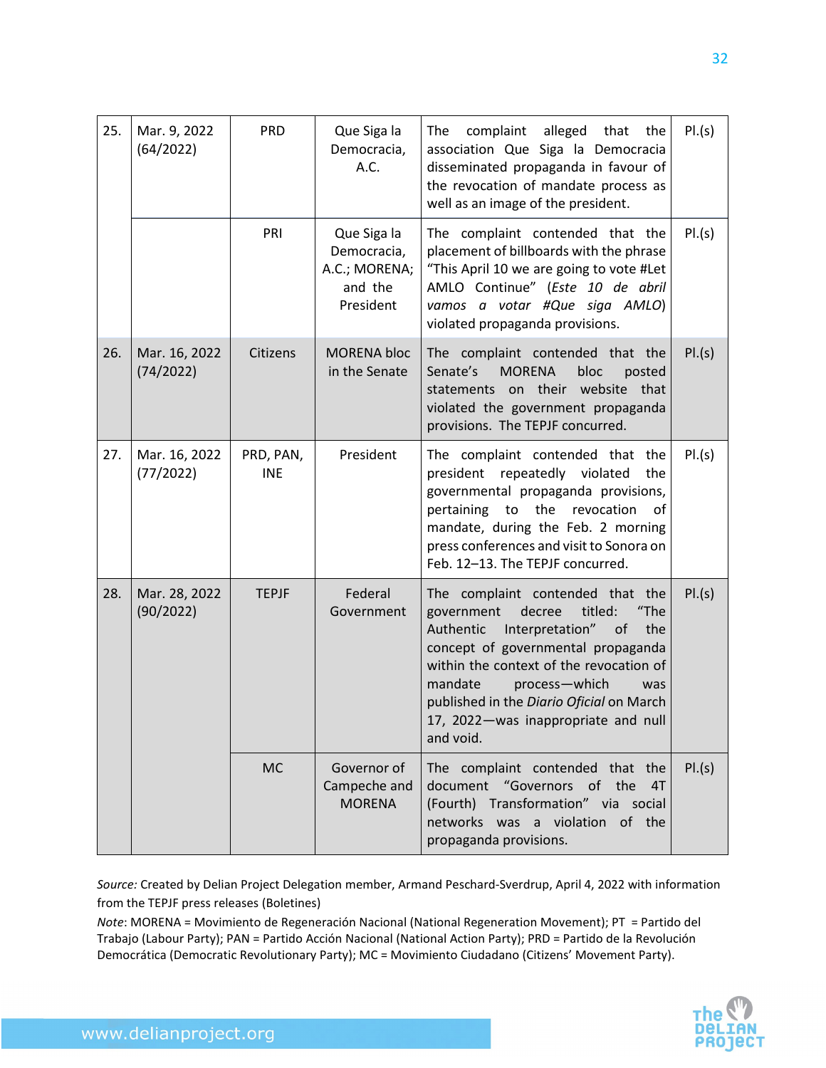| 25. | Mar. 9, 2022 (64/2022) | PRD | Que Siga la Democracia, A.C. | The complaint alleged that the association Que Siga la Democracia disseminated propaganda in favour of the revocation of mandate process as well as an image of the president. | Pl.(s) |
|---|---|---|---|---|---|
| | | PRI | Que Siga la Democracia, A.C.; MORENA; and the President | The complaint contended that the placement of billboards with the phrase "This April 10 we are going to vote #Let AMLO Continue" (*Este 10 de abril vamos a votar #Que siga AMLO*) violated propaganda provisions. | Pl.(s) |
| 26. | Mar. 16, 2022 (74/2022) | Citizens | MORENA bloc in the Senate | The complaint contended that the Senate's MORENA bloc posted statements on their website that violated the government propaganda provisions. The TEPJF concurred. | Pl.(s) |
| 27. | Mar. 16, 2022 (77/2022) | PRD, PAN, INE | President | The complaint contended that the president repeatedly violated the governmental propaganda provisions, pertaining to the revocation of mandate, during the Feb. 2 morning press conferences and visit to Sonora on Feb. 12–13. The TEPJF concurred. | Pl.(s) |
| 28. | Mar. 28, 2022 (90/2022) | TEPJF | Federal Government | The complaint contended that the government decree titled: "The Authentic Interpretation" of the concept of governmental propaganda within the context of the revocation of mandate process—which was published in the *Diario Oficial* on March 17, 2022—was inappropriate and null and void. | Pl.(s) |
| | | MC | Governor of Campeche and MORENA | The complaint contended that the document "Governors of the 4T (Fourth) Transformation" via social networks was a violation of the propaganda provisions. | Pl.(s) |

*Source:* Created by Delian Project Delegation member, Armand Peschard-Sverdrup, April 4, 2022 with information from the TEPJF press releases (Boletines)

*Note*: MORENA = Movimiento de Regeneración Nacional (National Regeneration Movement); PT = Partido del Trabajo (Labour Party); PAN = Partido Acción Nacional (National Action Party); PRD = Partido de la Revolución Democrática (Democratic Revolutionary Party); MC = Movimiento Ciudadano (Citizens' Movement Party).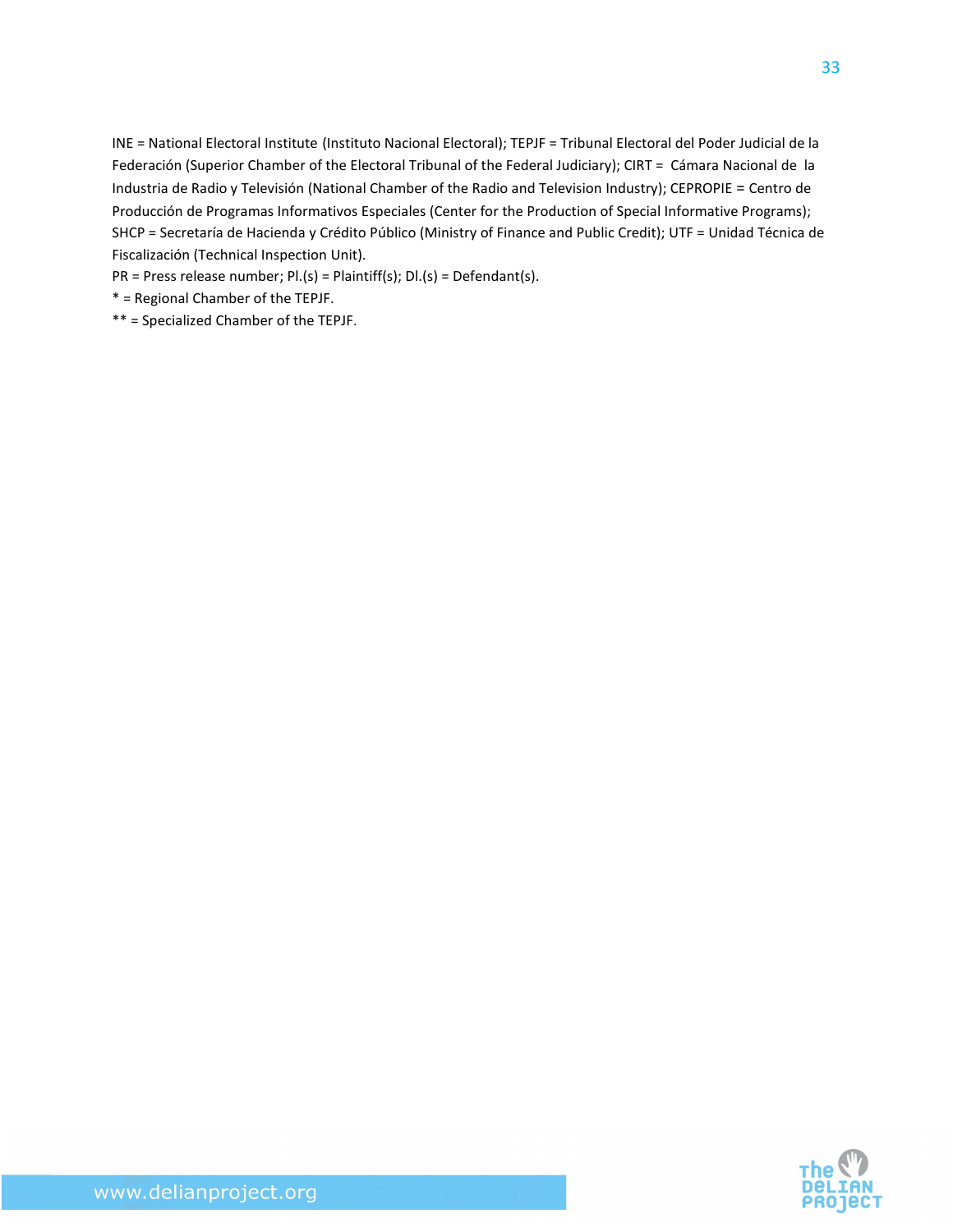INE = National Electoral Institute (Instituto Nacional Electoral); TEPJF = Tribunal Electoral del Poder Judicial de la Federación (Superior Chamber of the Electoral Tribunal of the Federal Judiciary); CIRT = Cámara Nacional de la Industria de Radio y Televisión (National Chamber of the Radio and Television Industry); CEPROPIE = Centro de Producción de Programas Informativos Especiales (Center for the Production of Special Informative Programs); SHCP = Secretaría de Hacienda y Crédito Público (Ministry of Finance and Public Credit); UTF = Unidad Técnica de Fiscalización (Technical Inspection Unit).

PR = Press release number; Pl.(s) = Plaintiff(s); Dl.(s) = Defendant(s).

* = Regional Chamber of the TEPJF.

** = Specialized Chamber of the TEPJF.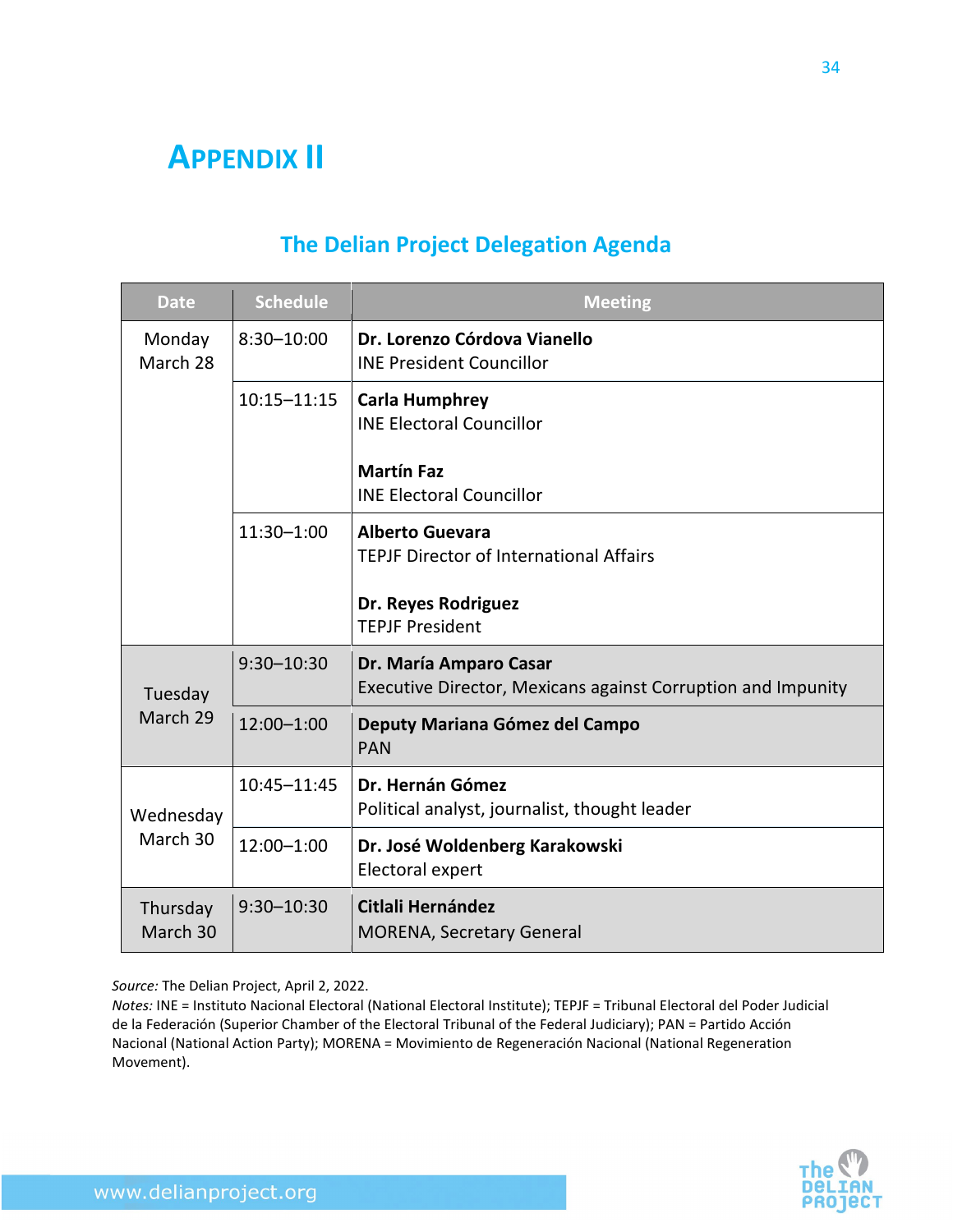# APPENDIX II

## The Delian Project Delegation Agenda

| Date | Schedule | Meeting |
|---|---|---|
| Monday March 28 | 8:30–10:00 | **Dr. Lorenzo Córdova Vianello**<br>INE President Councillor |
| | 10:15–11:15 | **Carla Humphrey**<br>INE Electoral Councillor<br><br>**Martín Faz**<br>INE Electoral Councillor |
| | 11:30–1:00 | **Alberto Guevara**<br>TEPJF Director of International Affairs<br><br>**Dr. Reyes Rodriguez**<br>TEPJF President |
| Tuesday March 29 | 9:30–10:30 | **Dr. María Amparo Casar**<br>Executive Director, Mexicans against Corruption and Impunity |
| | 12:00–1:00 | **Deputy Mariana Gómez del Campo**<br>PAN |
| Wednesday March 30 | 10:45–11:45 | **Dr. Hernán Gómez**<br>Political analyst, journalist, thought leader |
| | 12:00–1:00 | **Dr. José Woldenberg Karakowski**<br>Electoral expert |
| Thursday March 30 | 9:30–10:30 | **Citlali Hernández**<br>MORENA, Secretary General |

*Source:* The Delian Project, April 2, 2022.
*Notes:* INE = Instituto Nacional Electoral (National Electoral Institute); TEPJF = Tribunal Electoral del Poder Judicial de la Federación (Superior Chamber of the Electoral Tribunal of the Federal Judiciary); PAN = Partido Acción Nacional (National Action Party); MORENA = Movimiento de Regeneración Nacional (National Regeneration Movement).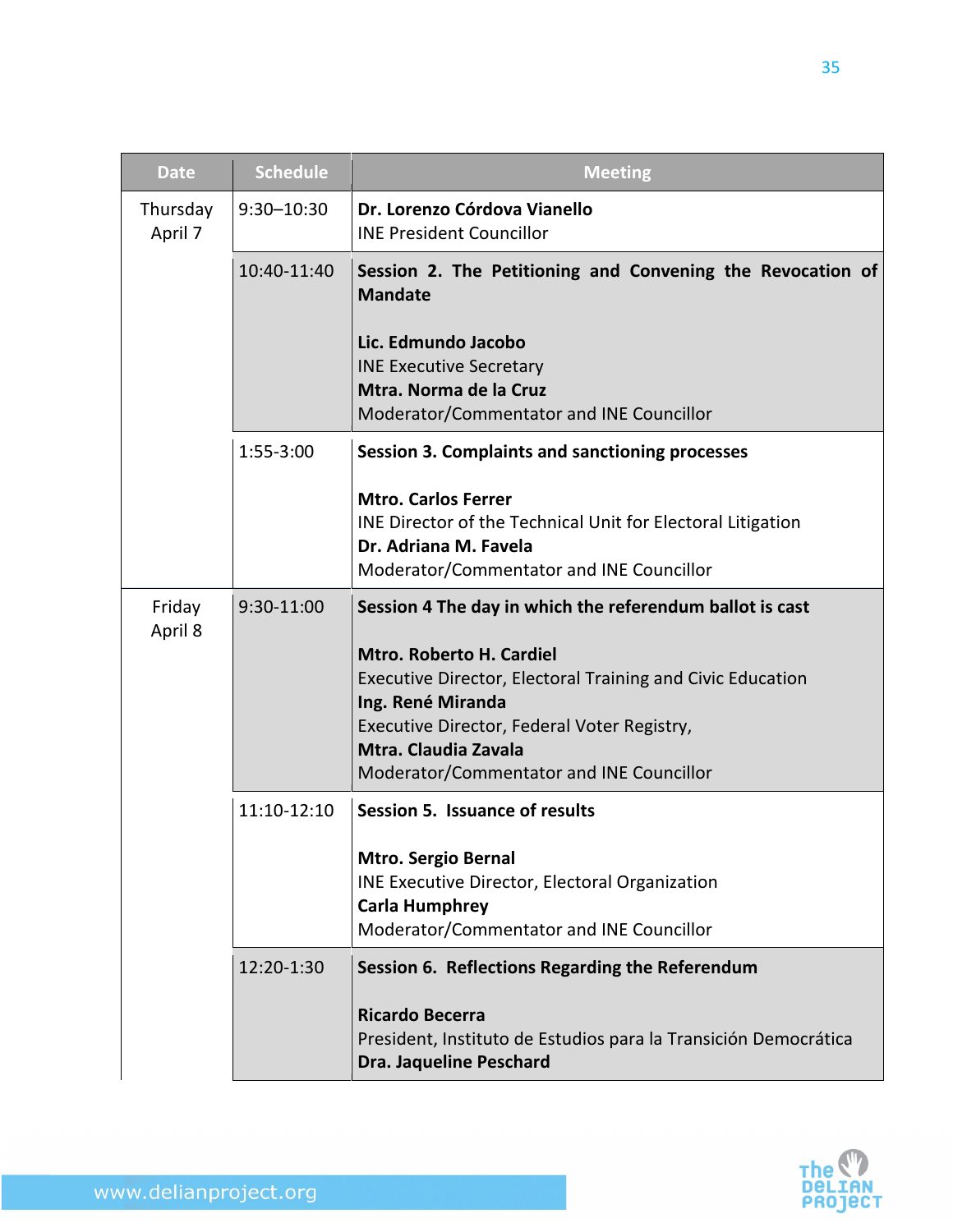| Date | Schedule | Meeting |
|---|---|---|
| Thursday April 7 | 9:30–10:30 | **Dr. Lorenzo Córdova Vianello**<br>INE President Councillor |
| | 10:40-11:40 | **Session 2. The Petitioning and Convening the Revocation of Mandate**<br><br>**Lic. Edmundo Jacobo**<br>INE Executive Secretary<br>**Mtra. Norma de la Cruz**<br>Moderator/Commentator and INE Councillor |
| | 1:55-3:00 | **Session 3. Complaints and sanctioning processes**<br><br>**Mtro. Carlos Ferrer**<br>INE Director of the Technical Unit for Electoral Litigation<br>**Dr. Adriana M. Favela**<br>Moderator/Commentator and INE Councillor |
| Friday April 8 | 9:30-11:00 | **Session 4 The day in which the referendum ballot is cast**<br><br>**Mtro. Roberto H. Cardiel**<br>Executive Director, Electoral Training and Civic Education<br>**Ing. René Miranda**<br>Executive Director, Federal Voter Registry,<br>**Mtra. Claudia Zavala**<br>Moderator/Commentator and INE Councillor |
| | 11:10-12:10 | **Session 5. Issuance of results**<br><br>**Mtro. Sergio Bernal**<br>INE Executive Director, Electoral Organization<br>**Carla Humphrey**<br>Moderator/Commentator and INE Councillor |
| | 12:20-1:30 | **Session 6. Reflections Regarding the Referendum**<br><br>**Ricardo Becerra**<br>President, Instituto de Estudios para la Transición Democrática<br>**Dra. Jaqueline Peschard** |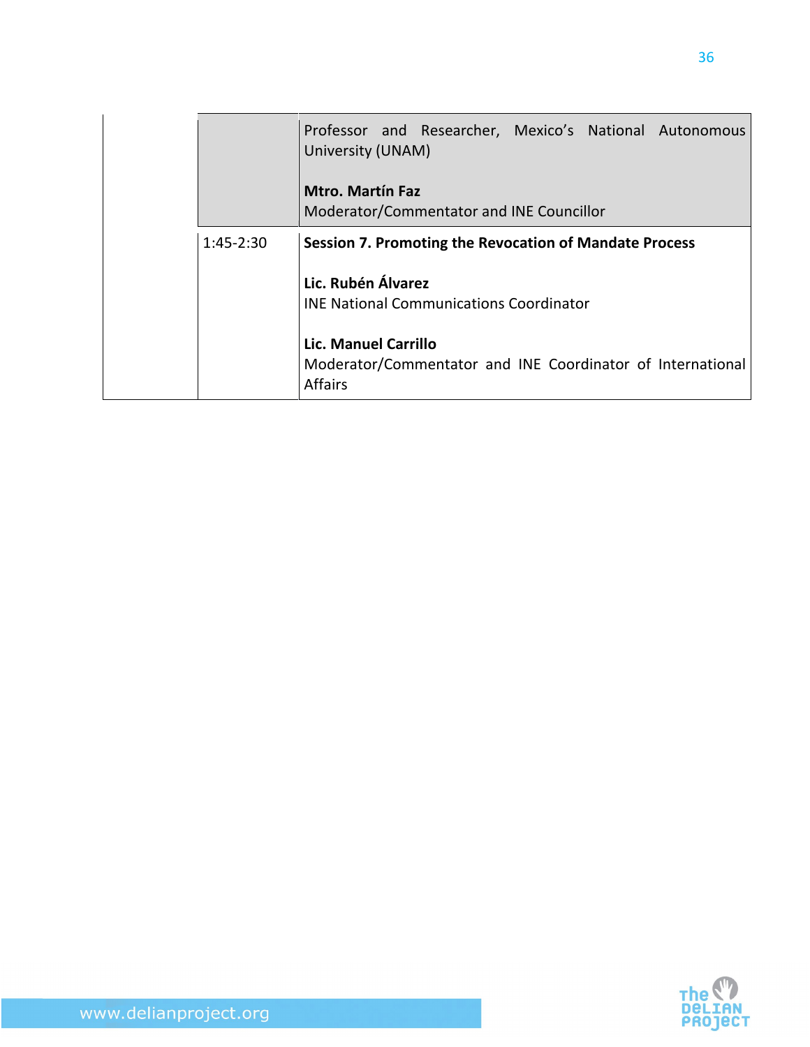| | | |
|---|---|---|
| | | Professor and Researcher, Mexico's National Autonomous University (UNAM)<br><br>**Mtro. Martín Faz**<br>Moderator/Commentator and INE Councillor |
| | 1:45-2:30 | **Session 7. Promoting the Revocation of Mandate Process**<br><br>**Lic. Rubén Álvarez**<br>INE National Communications Coordinator<br><br>**Lic. Manuel Carrillo**<br>Moderator/Commentator and INE Coordinator of International Affairs |